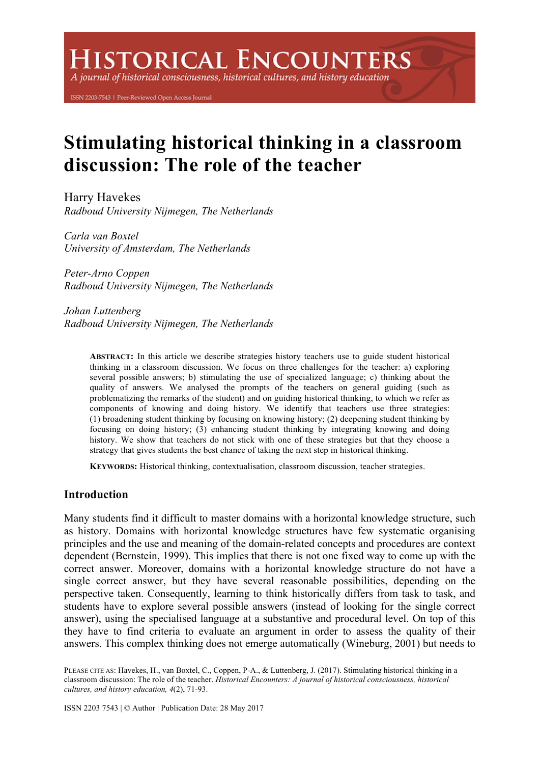# Stimulating historical thinking in a classroom discussion: The role of the teacher

Harry Havekes
*Radboud University Nijmegen, The Netherlands*

*Carla van Boxtel*
*University of Amsterdam, The Netherlands*

*Peter-Arno Coppen*
*Radboud University Nijmegen, The Netherlands*

*Johan Luttenberg*
*Radboud University Nijmegen, The Netherlands*

**ABSTRACT:** In this article we describe strategies history teachers use to guide student historical thinking in a classroom discussion. We focus on three challenges for the teacher: a) exploring several possible answers; b) stimulating the use of specialized language; c) thinking about the quality of answers. We analysed the prompts of the teachers on general guiding (such as problematizing the remarks of the student) and on guiding historical thinking, to which we refer as components of knowing and doing history. We identify that teachers use three strategies: (1) broadening student thinking by focusing on knowing history; (2) deepening student thinking by focusing on doing history; (3) enhancing student thinking by integrating knowing and doing history. We show that teachers do not stick with one of these strategies but that they choose a strategy that gives students the best chance of taking the next step in historical thinking.

**KEYWORDS:** Historical thinking, contextualisation, classroom discussion, teacher strategies.

## Introduction

Many students find it difficult to master domains with a horizontal knowledge structure, such as history. Domains with horizontal knowledge structures have few systematic organising principles and the use and meaning of the domain-related concepts and procedures are context dependent (Bernstein, 1999). This implies that there is not one fixed way to come up with the correct answer. Moreover, domains with a horizontal knowledge structure do not have a single correct answer, but they have several reasonable possibilities, depending on the perspective taken. Consequently, learning to think historically differs from task to task, and students have to explore several possible answers (instead of looking for the single correct answer), using the specialised language at a substantive and procedural level. On top of this they have to find criteria to evaluate an argument in order to assess the quality of their answers. This complex thinking does not emerge automatically (Wineburg, 2001) but needs to

PLEASE CITE AS: Havekes, H., van Boxtel, C., Coppen, P-A., & Luttenberg, J. (2017). Stimulating historical thinking in a classroom discussion: The role of the teacher. *Historical Encounters: A journal of historical consciousness, historical cultures, and history education, 4*(2), 71-93.

ISSN 2203 7543 | © Author | Publication Date: 28 May 2017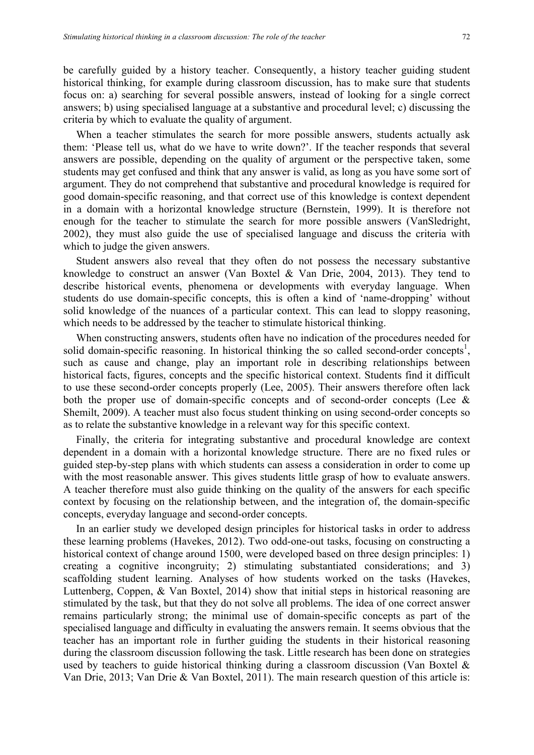be carefully guided by a history teacher. Consequently, a history teacher guiding student historical thinking, for example during classroom discussion, has to make sure that students focus on: a) searching for several possible answers, instead of looking for a single correct answers; b) using specialised language at a substantive and procedural level; c) discussing the criteria by which to evaluate the quality of argument.

When a teacher stimulates the search for more possible answers, students actually ask them: 'Please tell us, what do we have to write down?'. If the teacher responds that several answers are possible, depending on the quality of argument or the perspective taken, some students may get confused and think that any answer is valid, as long as you have some sort of argument. They do not comprehend that substantive and procedural knowledge is required for good domain-specific reasoning, and that correct use of this knowledge is context dependent in a domain with a horizontal knowledge structure (Bernstein, 1999). It is therefore not enough for the teacher to stimulate the search for more possible answers (VanSledright, 2002), they must also guide the use of specialised language and discuss the criteria with which to judge the given answers.

Student answers also reveal that they often do not possess the necessary substantive knowledge to construct an answer (Van Boxtel & Van Drie, 2004, 2013). They tend to describe historical events, phenomena or developments with everyday language. When students do use domain-specific concepts, this is often a kind of 'name-dropping' without solid knowledge of the nuances of a particular context. This can lead to sloppy reasoning, which needs to be addressed by the teacher to stimulate historical thinking.

When constructing answers, students often have no indication of the procedures needed for solid domain-specific reasoning. In historical thinking the so called second-order concepts[1], such as cause and change, play an important role in describing relationships between historical facts, figures, concepts and the specific historical context. Students find it difficult to use these second-order concepts properly (Lee, 2005). Their answers therefore often lack both the proper use of domain-specific concepts and of second-order concepts (Lee & Shemilt, 2009). A teacher must also focus student thinking on using second-order concepts so as to relate the substantive knowledge in a relevant way for this specific context.

Finally, the criteria for integrating substantive and procedural knowledge are context dependent in a domain with a horizontal knowledge structure. There are no fixed rules or guided step-by-step plans with which students can assess a consideration in order to come up with the most reasonable answer. This gives students little grasp of how to evaluate answers. A teacher therefore must also guide thinking on the quality of the answers for each specific context by focusing on the relationship between, and the integration of, the domain-specific concepts, everyday language and second-order concepts.

In an earlier study we developed design principles for historical tasks in order to address these learning problems (Havekes, 2012). Two odd-one-out tasks, focusing on constructing a historical context of change around 1500, were developed based on three design principles: 1) creating a cognitive incongruity; 2) stimulating substantiated considerations; and 3) scaffolding student learning. Analyses of how students worked on the tasks (Havekes, Luttenberg, Coppen, & Van Boxtel, 2014) show that initial steps in historical reasoning are stimulated by the task, but that they do not solve all problems. The idea of one correct answer remains particularly strong; the minimal use of domain-specific concepts as part of the specialised language and difficulty in evaluating the answers remain. It seems obvious that the teacher has an important role in further guiding the students in their historical reasoning during the classroom discussion following the task. Little research has been done on strategies used by teachers to guide historical thinking during a classroom discussion (Van Boxtel & Van Drie, 2013; Van Drie & Van Boxtel, 2011). The main research question of this article is: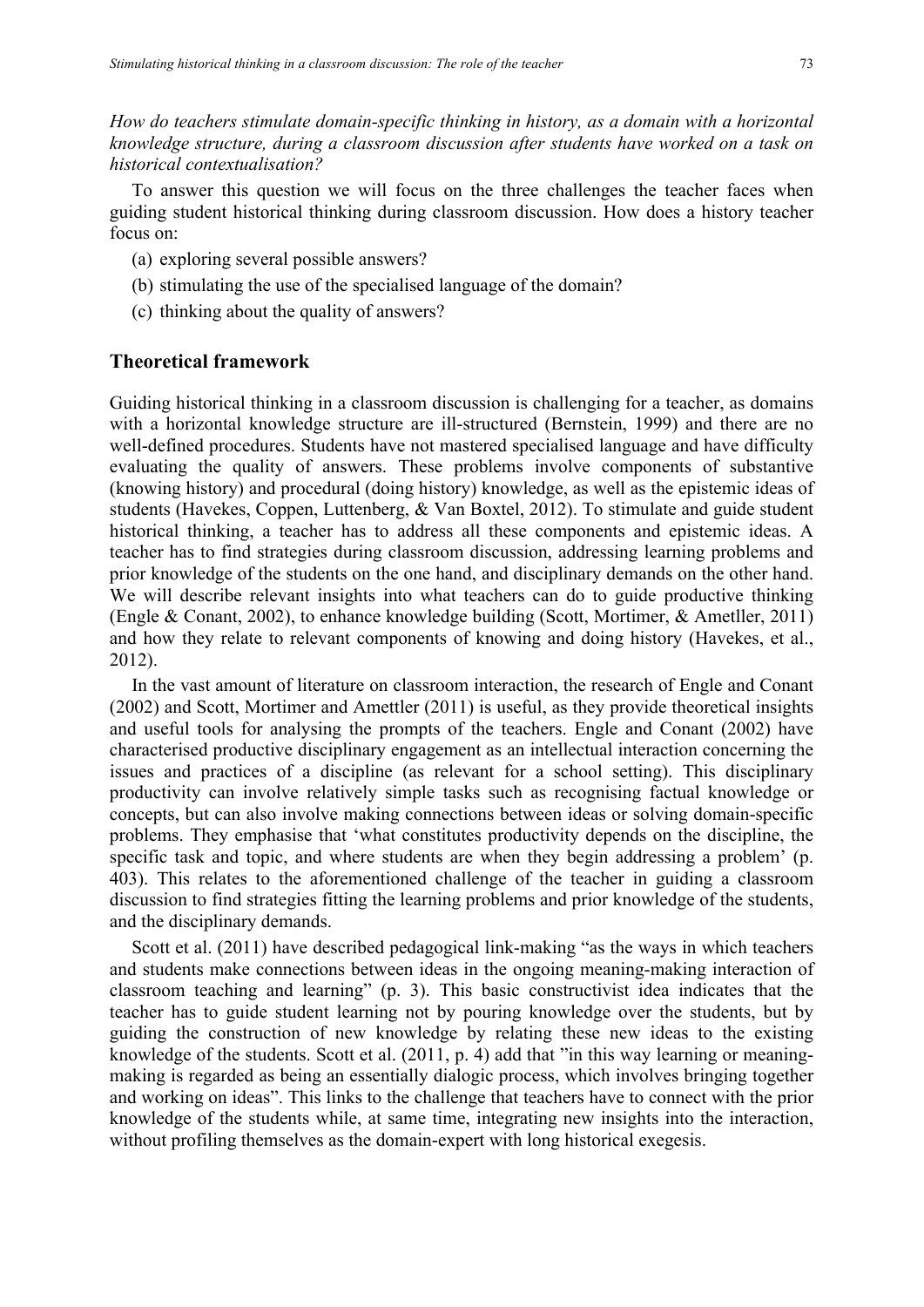*How do teachers stimulate domain-specific thinking in history, as a domain with a horizontal knowledge structure, during a classroom discussion after students have worked on a task on historical contextualisation?*

To answer this question we will focus on the three challenges the teacher faces when guiding student historical thinking during classroom discussion. How does a history teacher focus on:

(a) exploring several possible answers?
(b) stimulating the use of the specialised language of the domain?
(c) thinking about the quality of answers?

## Theoretical framework

Guiding historical thinking in a classroom discussion is challenging for a teacher, as domains with a horizontal knowledge structure are ill-structured (Bernstein, 1999) and there are no well-defined procedures. Students have not mastered specialised language and have difficulty evaluating the quality of answers. These problems involve components of substantive (knowing history) and procedural (doing history) knowledge, as well as the epistemic ideas of students (Havekes, Coppen, Luttenberg, & Van Boxtel, 2012). To stimulate and guide student historical thinking, a teacher has to address all these components and epistemic ideas. A teacher has to find strategies during classroom discussion, addressing learning problems and prior knowledge of the students on the one hand, and disciplinary demands on the other hand. We will describe relevant insights into what teachers can do to guide productive thinking (Engle & Conant, 2002), to enhance knowledge building (Scott, Mortimer, & Ametller, 2011) and how they relate to relevant components of knowing and doing history (Havekes, et al., 2012).

In the vast amount of literature on classroom interaction, the research of Engle and Conant (2002) and Scott, Mortimer and Amettler (2011) is useful, as they provide theoretical insights and useful tools for analysing the prompts of the teachers. Engle and Conant (2002) have characterised productive disciplinary engagement as an intellectual interaction concerning the issues and practices of a discipline (as relevant for a school setting). This disciplinary productivity can involve relatively simple tasks such as recognising factual knowledge or concepts, but can also involve making connections between ideas or solving domain-specific problems. They emphasise that 'what constitutes productivity depends on the discipline, the specific task and topic, and where students are when they begin addressing a problem' (p. 403). This relates to the aforementioned challenge of the teacher in guiding a classroom discussion to find strategies fitting the learning problems and prior knowledge of the students, and the disciplinary demands.

Scott et al. (2011) have described pedagogical link-making "as the ways in which teachers and students make connections between ideas in the ongoing meaning-making interaction of classroom teaching and learning" (p. 3). This basic constructivist idea indicates that the teacher has to guide student learning not by pouring knowledge over the students, but by guiding the construction of new knowledge by relating these new ideas to the existing knowledge of the students. Scott et al. (2011, p. 4) add that "in this way learning or meaning-making is regarded as being an essentially dialogic process, which involves bringing together and working on ideas". This links to the challenge that teachers have to connect with the prior knowledge of the students while, at same time, integrating new insights into the interaction, without profiling themselves as the domain-expert with long historical exegesis.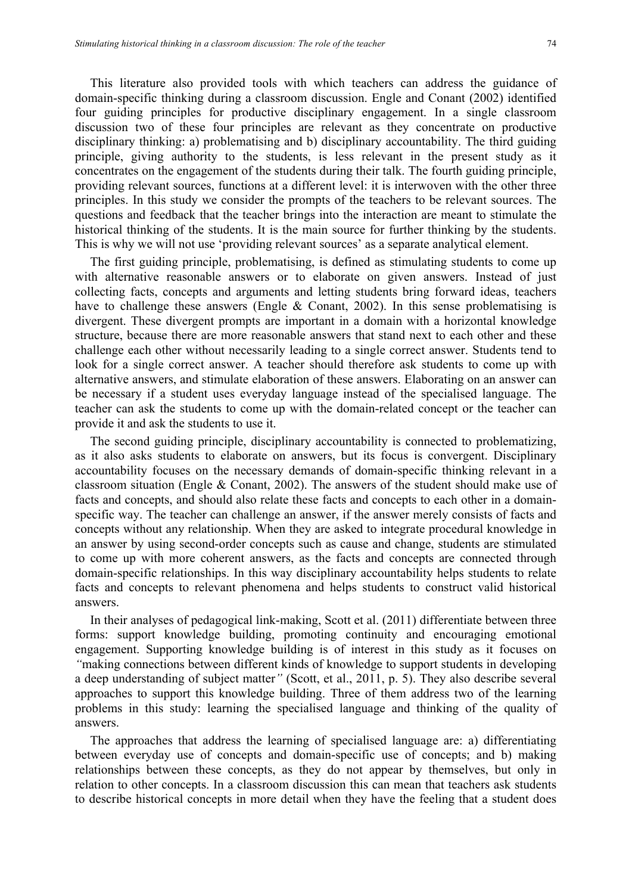This literature also provided tools with which teachers can address the guidance of domain-specific thinking during a classroom discussion. Engle and Conant (2002) identified four guiding principles for productive disciplinary engagement. In a single classroom discussion two of these four principles are relevant as they concentrate on productive disciplinary thinking: a) problematising and b) disciplinary accountability. The third guiding principle, giving authority to the students, is less relevant in the present study as it concentrates on the engagement of the students during their talk. The fourth guiding principle, providing relevant sources, functions at a different level: it is interwoven with the other three principles. In this study we consider the prompts of the teachers to be relevant sources. The questions and feedback that the teacher brings into the interaction are meant to stimulate the historical thinking of the students. It is the main source for further thinking by the students. This is why we will not use 'providing relevant sources' as a separate analytical element.

The first guiding principle, problematising, is defined as stimulating students to come up with alternative reasonable answers or to elaborate on given answers. Instead of just collecting facts, concepts and arguments and letting students bring forward ideas, teachers have to challenge these answers (Engle & Conant, 2002). In this sense problematising is divergent. These divergent prompts are important in a domain with a horizontal knowledge structure, because there are more reasonable answers that stand next to each other and these challenge each other without necessarily leading to a single correct answer. Students tend to look for a single correct answer. A teacher should therefore ask students to come up with alternative answers, and stimulate elaboration of these answers. Elaborating on an answer can be necessary if a student uses everyday language instead of the specialised language. The teacher can ask the students to come up with the domain-related concept or the teacher can provide it and ask the students to use it.

The second guiding principle, disciplinary accountability is connected to problematizing, as it also asks students to elaborate on answers, but its focus is convergent. Disciplinary accountability focuses on the necessary demands of domain-specific thinking relevant in a classroom situation (Engle & Conant, 2002). The answers of the student should make use of facts and concepts, and should also relate these facts and concepts to each other in a domain-specific way. The teacher can challenge an answer, if the answer merely consists of facts and concepts without any relationship. When they are asked to integrate procedural knowledge in an answer by using second-order concepts such as cause and change, students are stimulated to come up with more coherent answers, as the facts and concepts are connected through domain-specific relationships. In this way disciplinary accountability helps students to relate facts and concepts to relevant phenomena and helps students to construct valid historical answers.

In their analyses of pedagogical link-making, Scott et al. (2011) differentiate between three forms: support knowledge building, promoting continuity and encouraging emotional engagement. Supporting knowledge building is of interest in this study as it focuses on *"*making connections between different kinds of knowledge to support students in developing a deep understanding of subject matter*"* (Scott, et al., 2011, p. 5). They also describe several approaches to support this knowledge building. Three of them address two of the learning problems in this study: learning the specialised language and thinking of the quality of answers.

The approaches that address the learning of specialised language are: a) differentiating between everyday use of concepts and domain-specific use of concepts; and b) making relationships between these concepts, as they do not appear by themselves, but only in relation to other concepts. In a classroom discussion this can mean that teachers ask students to describe historical concepts in more detail when they have the feeling that a student does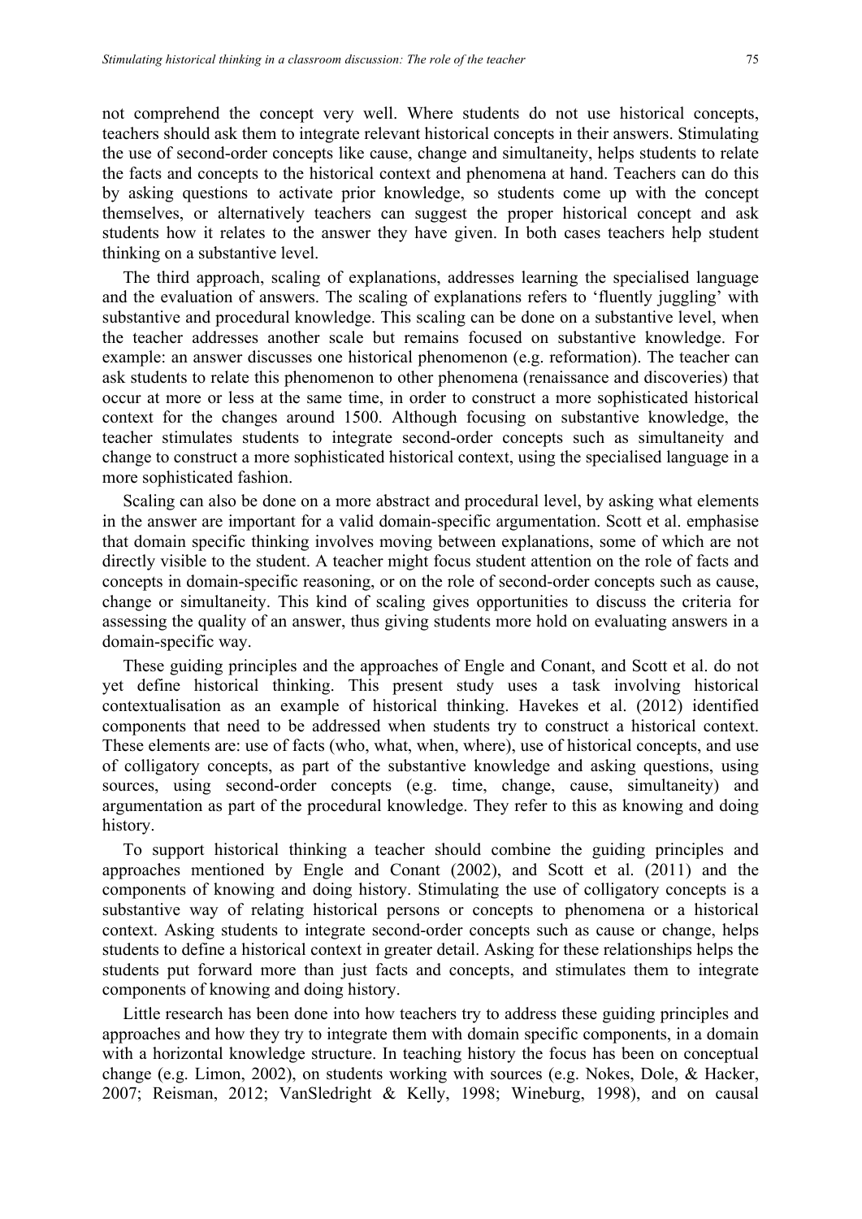not comprehend the concept very well. Where students do not use historical concepts, teachers should ask them to integrate relevant historical concepts in their answers. Stimulating the use of second-order concepts like cause, change and simultaneity, helps students to relate the facts and concepts to the historical context and phenomena at hand. Teachers can do this by asking questions to activate prior knowledge, so students come up with the concept themselves, or alternatively teachers can suggest the proper historical concept and ask students how it relates to the answer they have given. In both cases teachers help student thinking on a substantive level.

The third approach, scaling of explanations, addresses learning the specialised language and the evaluation of answers. The scaling of explanations refers to 'fluently juggling' with substantive and procedural knowledge. This scaling can be done on a substantive level, when the teacher addresses another scale but remains focused on substantive knowledge. For example: an answer discusses one historical phenomenon (e.g. reformation). The teacher can ask students to relate this phenomenon to other phenomena (renaissance and discoveries) that occur at more or less at the same time, in order to construct a more sophisticated historical context for the changes around 1500. Although focusing on substantive knowledge, the teacher stimulates students to integrate second-order concepts such as simultaneity and change to construct a more sophisticated historical context, using the specialised language in a more sophisticated fashion.

Scaling can also be done on a more abstract and procedural level, by asking what elements in the answer are important for a valid domain-specific argumentation. Scott et al. emphasise that domain specific thinking involves moving between explanations, some of which are not directly visible to the student. A teacher might focus student attention on the role of facts and concepts in domain-specific reasoning, or on the role of second-order concepts such as cause, change or simultaneity. This kind of scaling gives opportunities to discuss the criteria for assessing the quality of an answer, thus giving students more hold on evaluating answers in a domain-specific way.

These guiding principles and the approaches of Engle and Conant, and Scott et al. do not yet define historical thinking. This present study uses a task involving historical contextualisation as an example of historical thinking. Havekes et al. (2012) identified components that need to be addressed when students try to construct a historical context. These elements are: use of facts (who, what, when, where), use of historical concepts, and use of colligatory concepts, as part of the substantive knowledge and asking questions, using sources, using second-order concepts (e.g. time, change, cause, simultaneity) and argumentation as part of the procedural knowledge. They refer to this as knowing and doing history.

To support historical thinking a teacher should combine the guiding principles and approaches mentioned by Engle and Conant (2002), and Scott et al. (2011) and the components of knowing and doing history. Stimulating the use of colligatory concepts is a substantive way of relating historical persons or concepts to phenomena or a historical context. Asking students to integrate second-order concepts such as cause or change, helps students to define a historical context in greater detail. Asking for these relationships helps the students put forward more than just facts and concepts, and stimulates them to integrate components of knowing and doing history.

Little research has been done into how teachers try to address these guiding principles and approaches and how they try to integrate them with domain specific components, in a domain with a horizontal knowledge structure. In teaching history the focus has been on conceptual change (e.g. Limon, 2002), on students working with sources (e.g. Nokes, Dole, & Hacker, 2007; Reisman, 2012; VanSledright & Kelly, 1998; Wineburg, 1998), and on causal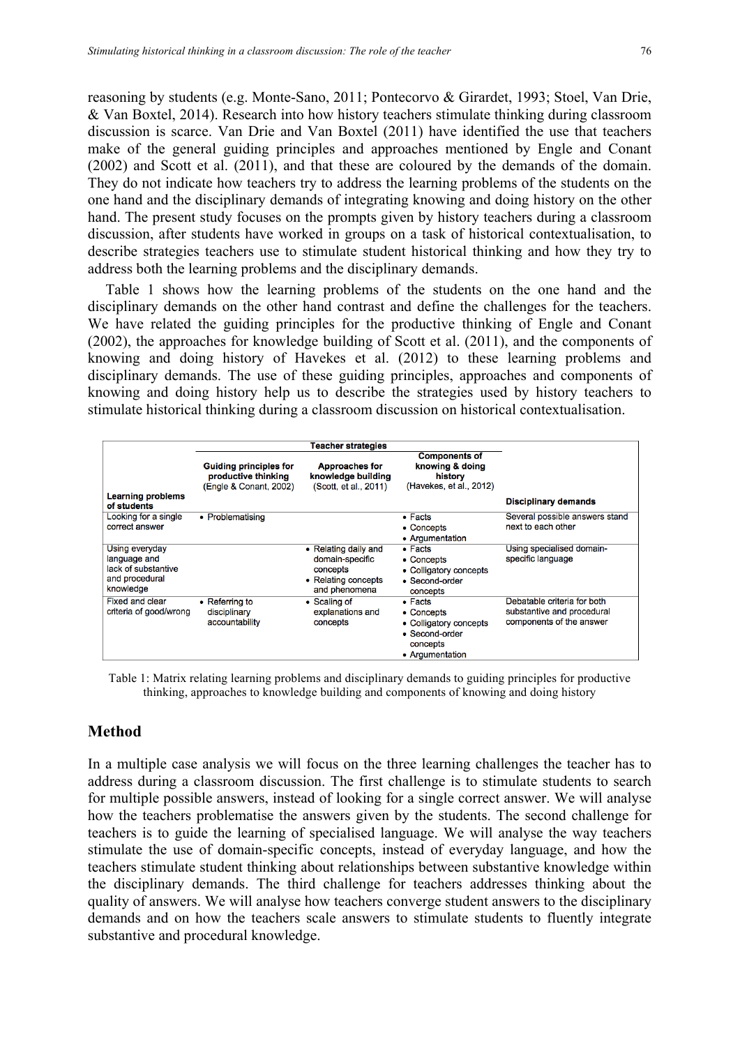reasoning by students (e.g. Monte-Sano, 2011; Pontecorvo & Girardet, 1993; Stoel, Van Drie, & Van Boxtel, 2014). Research into how history teachers stimulate thinking during classroom discussion is scarce. Van Drie and Van Boxtel (2011) have identified the use that teachers make of the general guiding principles and approaches mentioned by Engle and Conant (2002) and Scott et al. (2011), and that these are coloured by the demands of the domain. They do not indicate how teachers try to address the learning problems of the students on the one hand and the disciplinary demands of integrating knowing and doing history on the other hand. The present study focuses on the prompts given by history teachers during a classroom discussion, after students have worked in groups on a task of historical contextualisation, to describe strategies teachers use to stimulate student historical thinking and how they try to address both the learning problems and the disciplinary demands.

Table 1 shows how the learning problems of the students on the one hand and the disciplinary demands on the other hand contrast and define the challenges for the teachers. We have related the guiding principles for the productive thinking of Engle and Conant (2002), the approaches for knowledge building of Scott et al. (2011), and the components of knowing and doing history of Havekes et al. (2012) to these learning problems and disciplinary demands. The use of these guiding principles, approaches and components of knowing and doing history help us to describe the strategies used by history teachers to stimulate historical thinking during a classroom discussion on historical contextualisation.

| | Teacher strategies | | | |
|---|---|---|---|---|
| **Learning problems of students** | **Guiding principles for productive thinking** (Engle & Conant, 2002) | **Approaches for knowledge building** (Scott, et al., 2011) | **Components of knowing & doing history** (Havekes, et al., 2012) | **Disciplinary demands** |
| Looking for a single correct answer | • Problematising | | • Facts<br>• Concepts<br>• Argumentation | Several possible answers stand next to each other |
| Using everyday language and lack of substantive and procedural knowledge | | • Relating daily and domain-specific concepts<br>• Relating concepts and phenomena | • Facts<br>• Concepts<br>• Colligatory concepts<br>• Second-order concepts | Using specialised domain-specific language |
| Fixed and clear criteria of good/wrong | • Referring to disciplinary accountability | • Scaling of explanations and concepts | • Facts<br>• Concepts<br>• Colligatory concepts<br>• Second-order concepts<br>• Argumentation | Debatable criteria for both substantive and procedural components of the answer |

Table 1: Matrix relating learning problems and disciplinary demands to guiding principles for productive thinking, approaches to knowledge building and components of knowing and doing history

## Method

In a multiple case analysis we will focus on the three learning challenges the teacher has to address during a classroom discussion. The first challenge is to stimulate students to search for multiple possible answers, instead of looking for a single correct answer. We will analyse how the teachers problematise the answers given by the students. The second challenge for teachers is to guide the learning of specialised language. We will analyse the way teachers stimulate the use of domain-specific concepts, instead of everyday language, and how the teachers stimulate student thinking about relationships between substantive knowledge within the disciplinary demands. The third challenge for teachers addresses thinking about the quality of answers. We will analyse how teachers converge student answers to the disciplinary demands and on how the teachers scale answers to stimulate students to fluently integrate substantive and procedural knowledge.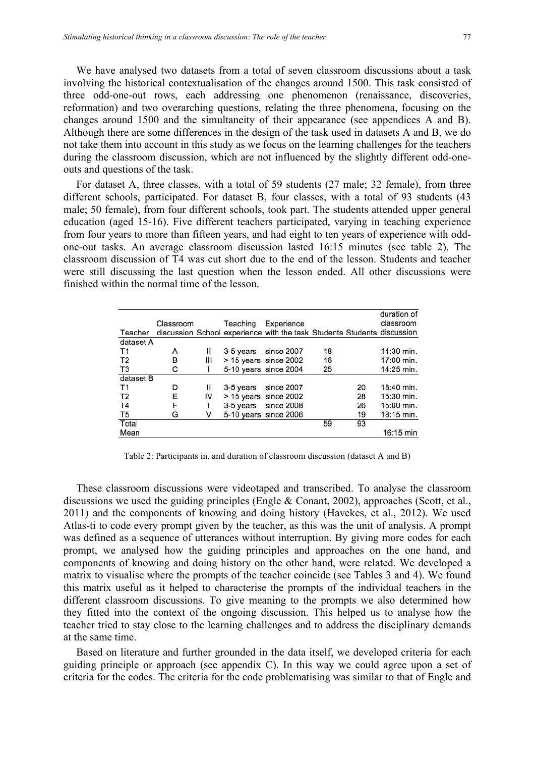We have analysed two datasets from a total of seven classroom discussions about a task involving the historical contextualisation of the changes around 1500. This task consisted of three odd-one-out rows, each addressing one phenomenon (renaissance, discoveries, reformation) and two overarching questions, relating the three phenomena, focusing on the changes around 1500 and the simultaneity of their appearance (see appendices A and B). Although there are some differences in the design of the task used in datasets A and B, we do not take them into account in this study as we focus on the learning challenges for the teachers during the classroom discussion, which are not influenced by the slightly different odd-one-outs and questions of the task.

For dataset A, three classes, with a total of 59 students (27 male; 32 female), from three different schools, participated. For dataset B, four classes, with a total of 93 students (43 male; 50 female), from four different schools, took part. The students attended upper general education (aged 15-16). Five different teachers participated, varying in teaching experience from four years to more than fifteen years, and had eight to ten years of experience with odd-one-out tasks. An average classroom discussion lasted 16:15 minutes (see table 2). The classroom discussion of T4 was cut short due to the end of the lesson. Students and teacher were still discussing the last question when the lesson ended. All other discussions were finished within the normal time of the lesson.

| Teacher | Classroom discussion | School | Teaching experience | Experience with the task | Students | Students | duration of classroom discussion |
|---|---|---|---|---|---|---|---|
| dataset A | | | | | | | |
| T1 | A | II | 3-5 years | since 2007 | 18 | | 14:30 min. |
| T2 | B | III | > 15 years | since 2002 | 16 | | 17:00 min. |
| T3 | C | I | 5-10 years | since 2004 | 25 | | 14:25 min. |
| dataset B | | | | | | | |
| T1 | D | II | 3-5 years | since 2007 | | 20 | 18:40 min. |
| T2 | E | IV | > 15 years | since 2002 | | 28 | 15:30 min. |
| T4 | F | I | 3-5 years | since 2008 | | 26 | 15:00 min. |
| T5 | G | V | 5-10 years | since 2006 | | 19 | 18:15 min. |
| Total | | | | | 59 | 93 | |
| Mean | | | | | | | 16:15 min |

Table 2: Participants in, and duration of classroom discussion (dataset A and B)

These classroom discussions were videotaped and transcribed. To analyse the classroom discussions we used the guiding principles (Engle & Conant, 2002), approaches (Scott, et al., 2011) and the components of knowing and doing history (Havekes, et al., 2012). We used Atlas-ti to code every prompt given by the teacher, as this was the unit of analysis. A prompt was defined as a sequence of utterances without interruption. By giving more codes for each prompt, we analysed how the guiding principles and approaches on the one hand, and components of knowing and doing history on the other hand, were related. We developed a matrix to visualise where the prompts of the teacher coincide (see Tables 3 and 4). We found this matrix useful as it helped to characterise the prompts of the individual teachers in the different classroom discussions. To give meaning to the prompts we also determined how they fitted into the context of the ongoing discussion. This helped us to analyse how the teacher tried to stay close to the learning challenges and to address the disciplinary demands at the same time.

Based on literature and further grounded in the data itself, we developed criteria for each guiding principle or approach (see appendix C). In this way we could agree upon a set of criteria for the codes. The criteria for the code problematising was similar to that of Engle and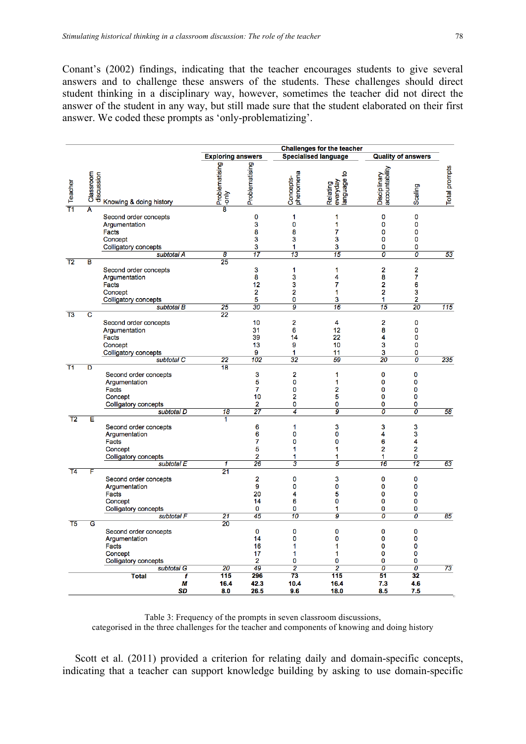Conant's (2002) findings, indicating that the teacher encourages students to give several answers and to challenge these answers of the students. These challenges should direct student thinking in a disciplinary way, however, sometimes the teacher did not direct the answer of the student in any way, but still made sure that the student elaborated on their first answer. We coded these prompts as 'only-problematizing'.

| | | | Challenges for the teacher | | | | | | |
|---|---|---|---|---|---|---|---|---|---|
| | | | Exploring answers | | Specialised language | | Quality of answers | | |
| Teacher | Classroom discussion | Knowing & doing history | Problematising -only | Problematising | Concepts-phenomena | Relating everyday language to | Disciplinary accountability | Scaling | Total prompts |
| T1 | A | | 8 | | | | | | |
| | | Second order concepts | | 0 | 1 | 1 | 0 | 0 | |
| | | Argumentation | | 3 | 0 | 1 | 0 | 0 | |
| | | Facts | | 8 | 8 | 7 | 0 | 0 | |
| | | Concept | | 3 | 3 | 3 | 0 | 0 | |
| | | Colligatory concepts | | 3 | 1 | 3 | 0 | 0 | |
| | | *subtotal A* | *8* | *17* | *13* | *15* | *0* | *0* | *53* |
| T2 | B | | 25 | | | | | | |
| | | Second order concepts | | 3 | 1 | 1 | 2 | 2 | |
| | | Argumentation | | 8 | 3 | 4 | 8 | 7 | |
| | | Facts | | 12 | 3 | 7 | 2 | 6 | |
| | | Concept | | 2 | 2 | 1 | 2 | 3 | |
| | | Colligatory concepts | | 5 | 0 | 3 | 1 | 2 | |
| | | *subtotal B* | *25* | *30* | *9* | *16* | *15* | *20* | *115* |
| T3 | C | | 22 | | | | | | |
| | | Second order concepts | | 10 | 2 | 4 | 2 | 0 | |
| | | Argumentation | | 31 | 6 | 12 | 8 | 0 | |
| | | Facts | | 39 | 14 | 22 | 4 | 0 | |
| | | Concept | | 13 | 9 | 10 | 3 | 0 | |
| | | Colligatory concepts | | 9 | 1 | 11 | 3 | 0 | |
| | | *subtotal C* | *22* | *102* | *32* | *59* | *20* | *0* | *235* |
| T1 | D | | 18 | | | | | | |
| | | Second order concepts | | 3 | 2 | 1 | 0 | 0 | |
| | | Argumentation | | 5 | 0 | 1 | 0 | 0 | |
| | | Facts | | 7 | 0 | 2 | 0 | 0 | |
| | | Concept | | 10 | 2 | 5 | 0 | 0 | |
| | | Colligatory concepts | | 2 | 0 | 0 | 0 | 0 | |
| | | *subtotal D* | *18* | *27* | *4* | *9* | *0* | *0* | *58* |
| T2 | E | | 1 | | | | | | |
| | | Second order concepts | | 6 | 1 | 3 | 3 | 3 | |
| | | Argumentation | | 6 | 0 | 0 | 4 | 3 | |
| | | Facts | | 7 | 0 | 0 | 6 | 4 | |
| | | Concept | | 5 | 1 | 1 | 2 | 2 | |
| | | Colligatory concepts | | 2 | 1 | 1 | 1 | 0 | |
| | | *subtotal E* | *1* | *26* | *3* | *5* | *16* | *12* | *63* |
| T4 | F | | 21 | | | | | | |
| | | Second order concepts | | 2 | 0 | 3 | 0 | 0 | |
| | | Argumentation | | 9 | 0 | 0 | 0 | 0 | |
| | | Facts | | 20 | 4 | 5 | 0 | 0 | |
| | | Concept | | 14 | 6 | 0 | 0 | 0 | |
| | | Colligatory concepts | | 0 | 0 | 1 | 0 | 0 | |
| | | *subtotal F* | *21* | *45* | *10* | *9* | *0* | *0* | *85* |
| T5 | G | | 20 | | | | | | |
| | | Second order concepts | | 0 | 0 | 0 | 0 | 0 | |
| | | Argumentation | | 14 | 0 | 0 | 0 | 0 | |
| | | Facts | | 16 | 1 | 1 | 0 | 0 | |
| | | Concept | | 17 | 1 | 1 | 0 | 0 | |
| | | Colligatory concepts | | 2 | 0 | 0 | 0 | 0 | |
| | | *subtotal G* | *20* | *49* | *2* | *2* | *0* | *0* | *73* |
| | **Total** | ***f*** | **115** | **296** | **73** | **115** | **51** | **32** | |
| | | ***M*** | **16.4** | **42.3** | **10.4** | **16.4** | **7.3** | **4.6** | |
| | | ***SD*** | **8.0** | **26.5** | **9.6** | **18.0** | **8.5** | **7.5** | |

Table 3: Frequency of the prompts in seven classroom discussions, categorised in the three challenges for the teacher and components of knowing and doing history

Scott et al. (2011) provided a criterion for relating daily and domain-specific concepts, indicating that a teacher can support knowledge building by asking to use domain-specific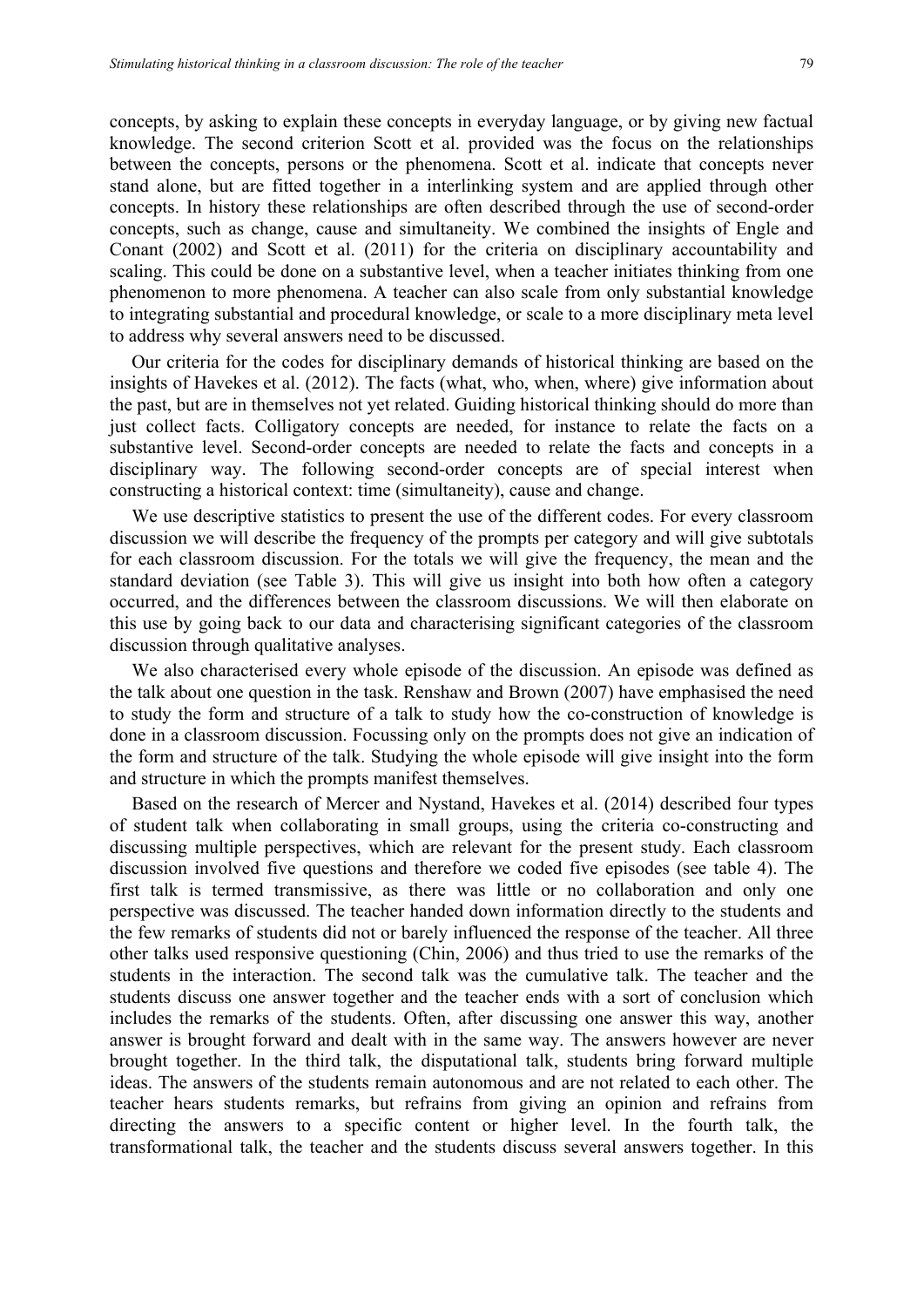concepts, by asking to explain these concepts in everyday language, or by giving new factual knowledge. The second criterion Scott et al. provided was the focus on the relationships between the concepts, persons or the phenomena. Scott et al. indicate that concepts never stand alone, but are fitted together in a interlinking system and are applied through other concepts. In history these relationships are often described through the use of second-order concepts, such as change, cause and simultaneity. We combined the insights of Engle and Conant (2002) and Scott et al. (2011) for the criteria on disciplinary accountability and scaling. This could be done on a substantive level, when a teacher initiates thinking from one phenomenon to more phenomena. A teacher can also scale from only substantial knowledge to integrating substantial and procedural knowledge, or scale to a more disciplinary meta level to address why several answers need to be discussed.

Our criteria for the codes for disciplinary demands of historical thinking are based on the insights of Havekes et al. (2012). The facts (what, who, when, where) give information about the past, but are in themselves not yet related. Guiding historical thinking should do more than just collect facts. Colligatory concepts are needed, for instance to relate the facts on a substantive level. Second-order concepts are needed to relate the facts and concepts in a disciplinary way. The following second-order concepts are of special interest when constructing a historical context: time (simultaneity), cause and change.

We use descriptive statistics to present the use of the different codes. For every classroom discussion we will describe the frequency of the prompts per category and will give subtotals for each classroom discussion. For the totals we will give the frequency, the mean and the standard deviation (see Table 3). This will give us insight into both how often a category occurred, and the differences between the classroom discussions. We will then elaborate on this use by going back to our data and characterising significant categories of the classroom discussion through qualitative analyses.

We also characterised every whole episode of the discussion. An episode was defined as the talk about one question in the task. Renshaw and Brown (2007) have emphasised the need to study the form and structure of a talk to study how the co-construction of knowledge is done in a classroom discussion. Focussing only on the prompts does not give an indication of the form and structure of the talk. Studying the whole episode will give insight into the form and structure in which the prompts manifest themselves.

Based on the research of Mercer and Nystand, Havekes et al. (2014) described four types of student talk when collaborating in small groups, using the criteria co-constructing and discussing multiple perspectives, which are relevant for the present study. Each classroom discussion involved five questions and therefore we coded five episodes (see table 4). The first talk is termed transmissive, as there was little or no collaboration and only one perspective was discussed. The teacher handed down information directly to the students and the few remarks of students did not or barely influenced the response of the teacher. All three other talks used responsive questioning (Chin, 2006) and thus tried to use the remarks of the students in the interaction. The second talk was the cumulative talk. The teacher and the students discuss one answer together and the teacher ends with a sort of conclusion which includes the remarks of the students. Often, after discussing one answer this way, another answer is brought forward and dealt with in the same way. The answers however are never brought together. In the third talk, the disputational talk, students bring forward multiple ideas. The answers of the students remain autonomous and are not related to each other. The teacher hears students remarks, but refrains from giving an opinion and refrains from directing the answers to a specific content or higher level. In the fourth talk, the transformational talk, the teacher and the students discuss several answers together. In this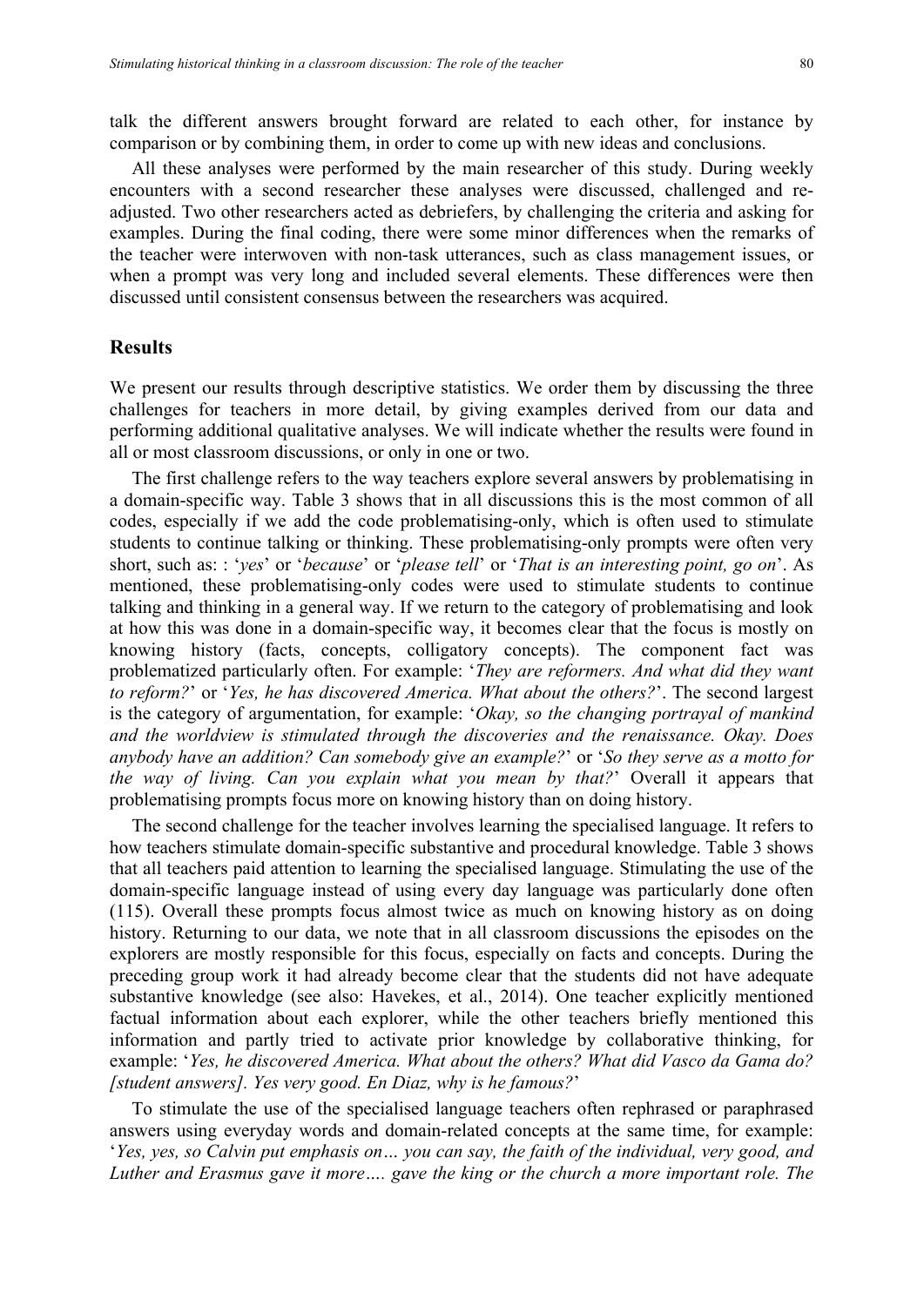talk the different answers brought forward are related to each other, for instance by comparison or by combining them, in order to come up with new ideas and conclusions.

All these analyses were performed by the main researcher of this study. During weekly encounters with a second researcher these analyses were discussed, challenged and re-adjusted. Two other researchers acted as debriefers, by challenging the criteria and asking for examples. During the final coding, there were some minor differences when the remarks of the teacher were interwoven with non-task utterances, such as class management issues, or when a prompt was very long and included several elements. These differences were then discussed until consistent consensus between the researchers was acquired.

## Results

We present our results through descriptive statistics. We order them by discussing the three challenges for teachers in more detail, by giving examples derived from our data and performing additional qualitative analyses. We will indicate whether the results were found in all or most classroom discussions, or only in one or two.

The first challenge refers to the way teachers explore several answers by problematising in a domain-specific way. Table 3 shows that in all discussions this is the most common of all codes, especially if we add the code problematising-only, which is often used to stimulate students to continue talking or thinking. These problematising-only prompts were often very short, such as: : '*yes*' or '*because*' or '*please tell*' or '*That is an interesting point, go on*'. As mentioned, these problematising-only codes were used to stimulate students to continue talking and thinking in a general way. If we return to the category of problematising and look at how this was done in a domain-specific way, it becomes clear that the focus is mostly on knowing history (facts, concepts, colligatory concepts). The component fact was problematized particularly often. For example: '*They are reformers. And what did they want to reform?*' or '*Yes, he has discovered America. What about the others?*'. The second largest is the category of argumentation, for example: '*Okay, so the changing portrayal of mankind and the worldview is stimulated through the discoveries and the renaissance. Okay. Does anybody have an addition? Can somebody give an example?*' or '*So they serve as a motto for the way of living. Can you explain what you mean by that?*' Overall it appears that problematising prompts focus more on knowing history than on doing history.

The second challenge for the teacher involves learning the specialised language. It refers to how teachers stimulate domain-specific substantive and procedural knowledge. Table 3 shows that all teachers paid attention to learning the specialised language. Stimulating the use of the domain-specific language instead of using every day language was particularly done often (115). Overall these prompts focus almost twice as much on knowing history as on doing history. Returning to our data, we note that in all classroom discussions the episodes on the explorers are mostly responsible for this focus, especially on facts and concepts. During the preceding group work it had already become clear that the students did not have adequate substantive knowledge (see also: Havekes, et al., 2014). One teacher explicitly mentioned factual information about each explorer, while the other teachers briefly mentioned this information and partly tried to activate prior knowledge by collaborative thinking, for example: '*Yes, he discovered America. What about the others? What did Vasco da Gama do? [student answers]. Yes very good. En Diaz, why is he famous?*'

To stimulate the use of the specialised language teachers often rephrased or paraphrased answers using everyday words and domain-related concepts at the same time, for example: '*Yes, yes, so Calvin put emphasis on… you can say, the faith of the individual, very good, and Luther and Erasmus gave it more…. gave the king or the church a more important role. The*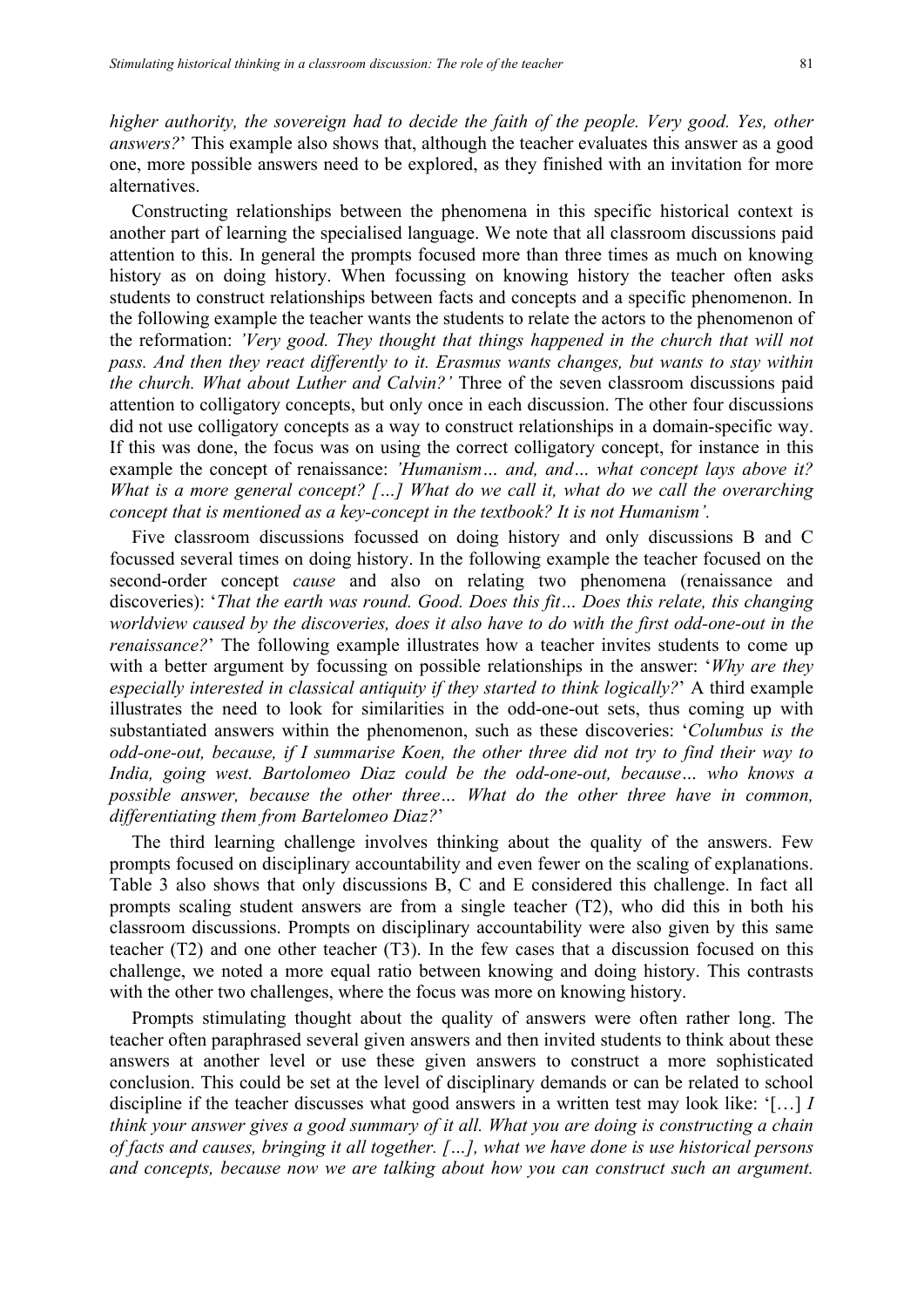*higher authority, the sovereign had to decide the faith of the people. Very good. Yes, other answers?*' This example also shows that, although the teacher evaluates this answer as a good one, more possible answers need to be explored, as they finished with an invitation for more alternatives.

Constructing relationships between the phenomena in this specific historical context is another part of learning the specialised language. We note that all classroom discussions paid attention to this. In general the prompts focused more than three times as much on knowing history as on doing history. When focussing on knowing history the teacher often asks students to construct relationships between facts and concepts and a specific phenomenon. In the following example the teacher wants the students to relate the actors to the phenomenon of the reformation: *'Very good. They thought that things happened in the church that will not pass. And then they react differently to it. Erasmus wants changes, but wants to stay within the church. What about Luther and Calvin?'* Three of the seven classroom discussions paid attention to colligatory concepts, but only once in each discussion. The other four discussions did not use colligatory concepts as a way to construct relationships in a domain-specific way. If this was done, the focus was on using the correct colligatory concept, for instance in this example the concept of renaissance: *'Humanism… and, and… what concept lays above it? What is a more general concept? […] What do we call it, what do we call the overarching concept that is mentioned as a key-concept in the textbook? It is not Humanism'.*

Five classroom discussions focussed on doing history and only discussions B and C focussed several times on doing history. In the following example the teacher focused on the second-order concept *cause* and also on relating two phenomena (renaissance and discoveries): '*That the earth was round. Good. Does this fit… Does this relate, this changing worldview caused by the discoveries, does it also have to do with the first odd-one-out in the renaissance?*' The following example illustrates how a teacher invites students to come up with a better argument by focussing on possible relationships in the answer: '*Why are they especially interested in classical antiquity if they started to think logically?*' A third example illustrates the need to look for similarities in the odd-one-out sets, thus coming up with substantiated answers within the phenomenon, such as these discoveries: '*Columbus is the odd-one-out, because, if I summarise Koen, the other three did not try to find their way to India, going west. Bartolomeo Diaz could be the odd-one-out, because… who knows a possible answer, because the other three… What do the other three have in common, differentiating them from Bartelomeo Diaz?*'

The third learning challenge involves thinking about the quality of the answers. Few prompts focused on disciplinary accountability and even fewer on the scaling of explanations. Table 3 also shows that only discussions B, C and E considered this challenge. In fact all prompts scaling student answers are from a single teacher (T2), who did this in both his classroom discussions. Prompts on disciplinary accountability were also given by this same teacher (T2) and one other teacher (T3). In the few cases that a discussion focused on this challenge, we noted a more equal ratio between knowing and doing history. This contrasts with the other two challenges, where the focus was more on knowing history.

Prompts stimulating thought about the quality of answers were often rather long. The teacher often paraphrased several given answers and then invited students to think about these answers at another level or use these given answers to construct a more sophisticated conclusion. This could be set at the level of disciplinary demands or can be related to school discipline if the teacher discusses what good answers in a written test may look like: '[…] *I think your answer gives a good summary of it all. What you are doing is constructing a chain of facts and causes, bringing it all together. […], what we have done is use historical persons and concepts, because now we are talking about how you can construct such an argument.*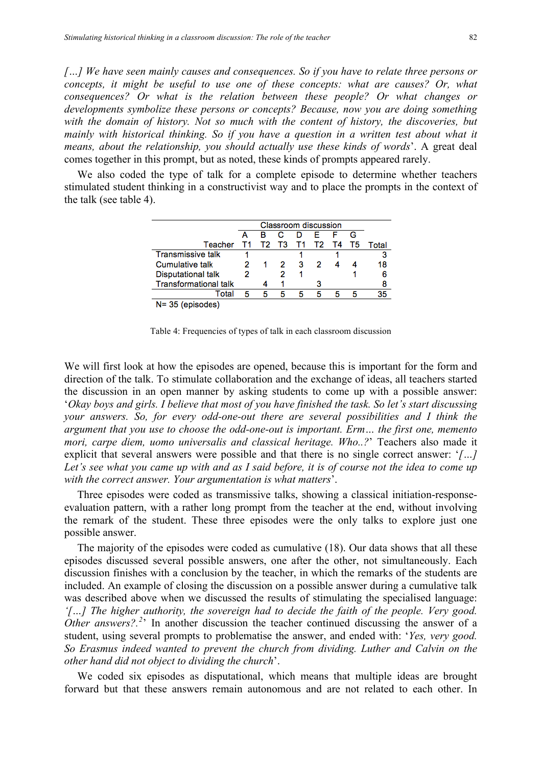*[…] We have seen mainly causes and consequences. So if you have to relate three persons or concepts, it might be useful to use one of these concepts: what are causes? Or, what consequences? Or what is the relation between these people? Or what changes or developments symbolize these persons or concepts? Because, now you are doing something with the domain of history. Not so much with the content of history, the discoveries, but mainly with historical thinking. So if you have a question in a written test about what it means, about the relationship, you should actually use these kinds of words*'. A great deal comes together in this prompt, but as noted, these kinds of prompts appeared rarely.

We also coded the type of talk for a complete episode to determine whether teachers stimulated student thinking in a constructivist way and to place the prompts in the context of the talk (see table 4).

| | Classroom discussion | | | | | | | |
|---|---|---|---|---|---|---|---|---|
| | A | B | C | D | E | F | G | |
| Teacher | T1 | T2 | T3 | T1 | T2 | T4 | T5 | Total |
| Transmissive talk | 1 | | | 1 | | 1 | | 3 |
| Cumulative talk | 2 | 1 | 2 | 3 | 2 | 4 | 4 | 18 |
| Disputational talk | 2 | | 2 | 1 | | | 1 | 6 |
| Transformational talk | | 4 | 1 | | 3 | | | 8 |
| Total | 5 | 5 | 5 | 5 | 5 | 5 | 5 | 35 |

N= 35 (episodes)

Table 4: Frequencies of types of talk in each classroom discussion

We will first look at how the episodes are opened, because this is important for the form and direction of the talk. To stimulate collaboration and the exchange of ideas, all teachers started the discussion in an open manner by asking students to come up with a possible answer: '*Okay boys and girls. I believe that most of you have finished the task. So let's start discussing your answers. So, for every odd-one-out there are several possibilities and I think the argument that you use to choose the odd-one-out is important. Erm… the first one, memento mori, carpe diem, uomo universalis and classical heritage. Who..?*' Teachers also made it explicit that several answers were possible and that there is no single correct answer: '*[…] Let's see what you came up with and as I said before, it is of course not the idea to come up with the correct answer. Your argumentation is what matters*'.

Three episodes were coded as transmissive talks, showing a classical initiation-response-evaluation pattern, with a rather long prompt from the teacher at the end, without involving the remark of the student. These three episodes were the only talks to explore just one possible answer.

The majority of the episodes were coded as cumulative (18). Our data shows that all these episodes discussed several possible answers, one after the other, not simultaneously. Each discussion finishes with a conclusion by the teacher, in which the remarks of the students are included. An example of closing the discussion on a possible answer during a cumulative talk was described above when we discussed the results of stimulating the specialised language: '*[…] The higher authority, the sovereign had to decide the faith of the people. Very good. Other answers?.*[2]' In another discussion the teacher continued discussing the answer of a student, using several prompts to problematise the answer, and ended with: '*Yes, very good. So Erasmus indeed wanted to prevent the church from dividing. Luther and Calvin on the other hand did not object to dividing the church*'.

We coded six episodes as disputational, which means that multiple ideas are brought forward but that these answers remain autonomous and are not related to each other. In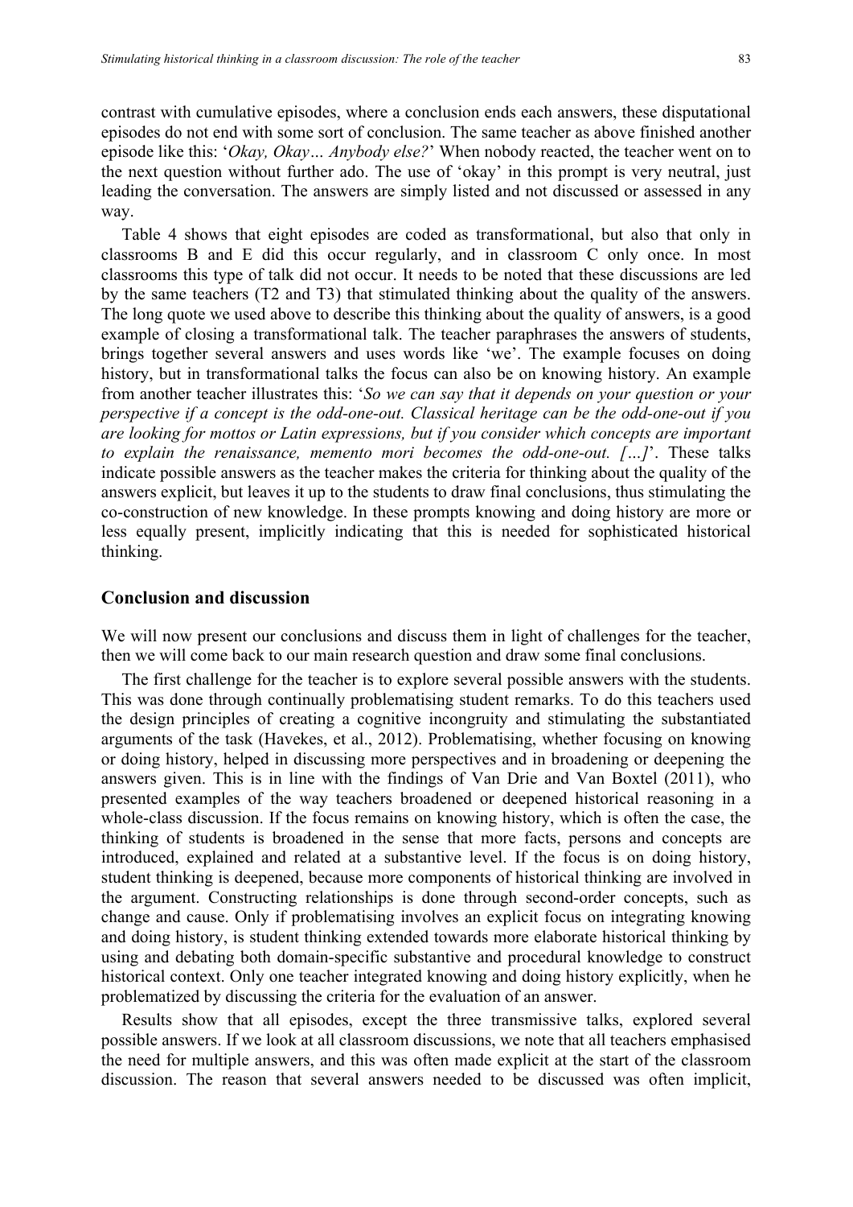contrast with cumulative episodes, where a conclusion ends each answers, these disputational episodes do not end with some sort of conclusion. The same teacher as above finished another episode like this: '*Okay, Okay… Anybody else?*' When nobody reacted, the teacher went on to the next question without further ado. The use of 'okay' in this prompt is very neutral, just leading the conversation. The answers are simply listed and not discussed or assessed in any way.

Table 4 shows that eight episodes are coded as transformational, but also that only in classrooms B and E did this occur regularly, and in classroom C only once. In most classrooms this type of talk did not occur. It needs to be noted that these discussions are led by the same teachers (T2 and T3) that stimulated thinking about the quality of the answers. The long quote we used above to describe this thinking about the quality of answers, is a good example of closing a transformational talk. The teacher paraphrases the answers of students, brings together several answers and uses words like 'we'. The example focuses on doing history, but in transformational talks the focus can also be on knowing history. An example from another teacher illustrates this: '*So we can say that it depends on your question or your perspective if a concept is the odd-one-out. Classical heritage can be the odd-one-out if you are looking for mottos or Latin expressions, but if you consider which concepts are important to explain the renaissance, memento mori becomes the odd-one-out. […]*'. These talks indicate possible answers as the teacher makes the criteria for thinking about the quality of the answers explicit, but leaves it up to the students to draw final conclusions, thus stimulating the co-construction of new knowledge. In these prompts knowing and doing history are more or less equally present, implicitly indicating that this is needed for sophisticated historical thinking.

## Conclusion and discussion

We will now present our conclusions and discuss them in light of challenges for the teacher, then we will come back to our main research question and draw some final conclusions.

The first challenge for the teacher is to explore several possible answers with the students. This was done through continually problematising student remarks. To do this teachers used the design principles of creating a cognitive incongruity and stimulating the substantiated arguments of the task (Havekes, et al., 2012). Problematising, whether focusing on knowing or doing history, helped in discussing more perspectives and in broadening or deepening the answers given. This is in line with the findings of Van Drie and Van Boxtel (2011), who presented examples of the way teachers broadened or deepened historical reasoning in a whole-class discussion. If the focus remains on knowing history, which is often the case, the thinking of students is broadened in the sense that more facts, persons and concepts are introduced, explained and related at a substantive level. If the focus is on doing history, student thinking is deepened, because more components of historical thinking are involved in the argument. Constructing relationships is done through second-order concepts, such as change and cause. Only if problematising involves an explicit focus on integrating knowing and doing history, is student thinking extended towards more elaborate historical thinking by using and debating both domain-specific substantive and procedural knowledge to construct historical context. Only one teacher integrated knowing and doing history explicitly, when he problematized by discussing the criteria for the evaluation of an answer.

Results show that all episodes, except the three transmissive talks, explored several possible answers. If we look at all classroom discussions, we note that all teachers emphasised the need for multiple answers, and this was often made explicit at the start of the classroom discussion. The reason that several answers needed to be discussed was often implicit,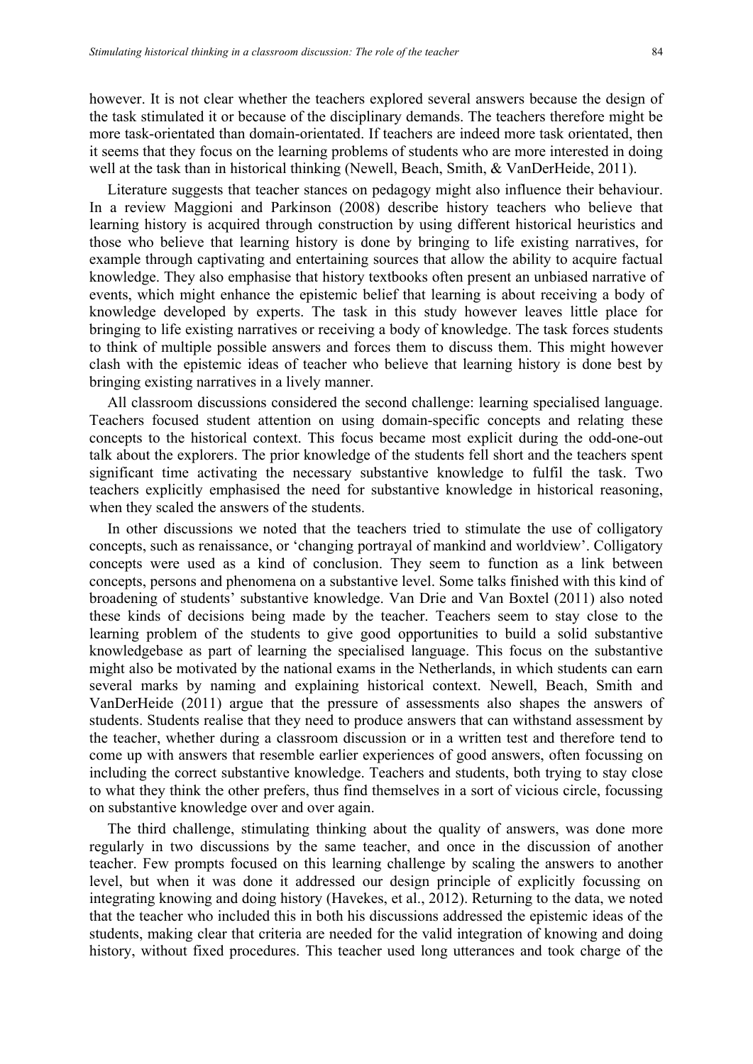however. It is not clear whether the teachers explored several answers because the design of the task stimulated it or because of the disciplinary demands. The teachers therefore might be more task-orientated than domain-orientated. If teachers are indeed more task orientated, then it seems that they focus on the learning problems of students who are more interested in doing well at the task than in historical thinking (Newell, Beach, Smith, & VanDerHeide, 2011).

Literature suggests that teacher stances on pedagogy might also influence their behaviour. In a review Maggioni and Parkinson (2008) describe history teachers who believe that learning history is acquired through construction by using different historical heuristics and those who believe that learning history is done by bringing to life existing narratives, for example through captivating and entertaining sources that allow the ability to acquire factual knowledge. They also emphasise that history textbooks often present an unbiased narrative of events, which might enhance the epistemic belief that learning is about receiving a body of knowledge developed by experts. The task in this study however leaves little place for bringing to life existing narratives or receiving a body of knowledge. The task forces students to think of multiple possible answers and forces them to discuss them. This might however clash with the epistemic ideas of teacher who believe that learning history is done best by bringing existing narratives in a lively manner.

All classroom discussions considered the second challenge: learning specialised language. Teachers focused student attention on using domain-specific concepts and relating these concepts to the historical context. This focus became most explicit during the odd-one-out talk about the explorers. The prior knowledge of the students fell short and the teachers spent significant time activating the necessary substantive knowledge to fulfil the task. Two teachers explicitly emphasised the need for substantive knowledge in historical reasoning, when they scaled the answers of the students.

In other discussions we noted that the teachers tried to stimulate the use of colligatory concepts, such as renaissance, or 'changing portrayal of mankind and worldview'. Colligatory concepts were used as a kind of conclusion. They seem to function as a link between concepts, persons and phenomena on a substantive level. Some talks finished with this kind of broadening of students' substantive knowledge. Van Drie and Van Boxtel (2011) also noted these kinds of decisions being made by the teacher. Teachers seem to stay close to the learning problem of the students to give good opportunities to build a solid substantive knowledgebase as part of learning the specialised language. This focus on the substantive might also be motivated by the national exams in the Netherlands, in which students can earn several marks by naming and explaining historical context. Newell, Beach, Smith and VanDerHeide (2011) argue that the pressure of assessments also shapes the answers of students. Students realise that they need to produce answers that can withstand assessment by the teacher, whether during a classroom discussion or in a written test and therefore tend to come up with answers that resemble earlier experiences of good answers, often focussing on including the correct substantive knowledge. Teachers and students, both trying to stay close to what they think the other prefers, thus find themselves in a sort of vicious circle, focussing on substantive knowledge over and over again.

The third challenge, stimulating thinking about the quality of answers, was done more regularly in two discussions by the same teacher, and once in the discussion of another teacher. Few prompts focused on this learning challenge by scaling the answers to another level, but when it was done it addressed our design principle of explicitly focussing on integrating knowing and doing history (Havekes, et al., 2012). Returning to the data, we noted that the teacher who included this in both his discussions addressed the epistemic ideas of the students, making clear that criteria are needed for the valid integration of knowing and doing history, without fixed procedures. This teacher used long utterances and took charge of the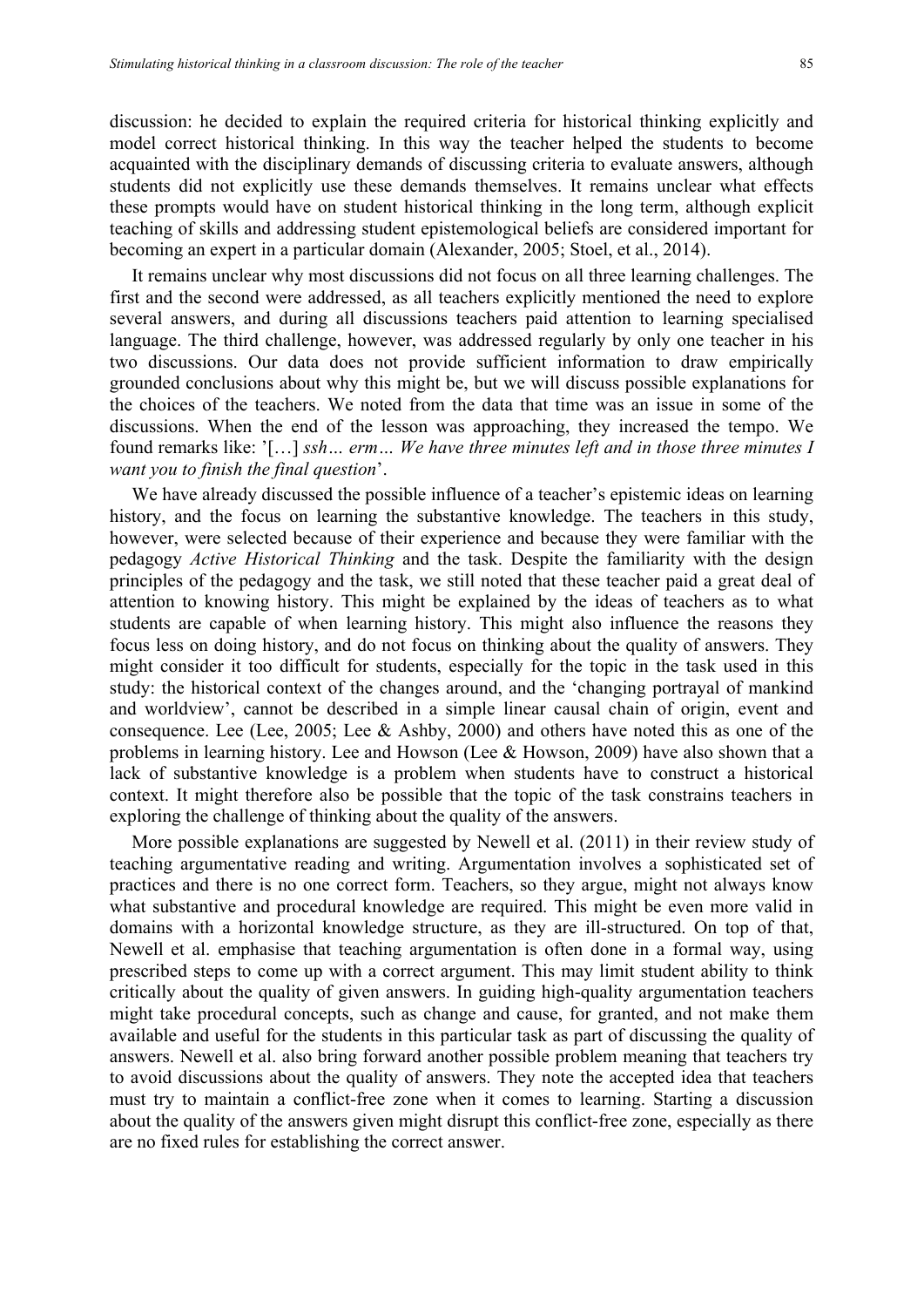discussion: he decided to explain the required criteria for historical thinking explicitly and model correct historical thinking. In this way the teacher helped the students to become acquainted with the disciplinary demands of discussing criteria to evaluate answers, although students did not explicitly use these demands themselves. It remains unclear what effects these prompts would have on student historical thinking in the long term, although explicit teaching of skills and addressing student epistemological beliefs are considered important for becoming an expert in a particular domain (Alexander, 2005; Stoel, et al., 2014).

It remains unclear why most discussions did not focus on all three learning challenges. The first and the second were addressed, as all teachers explicitly mentioned the need to explore several answers, and during all discussions teachers paid attention to learning specialised language. The third challenge, however, was addressed regularly by only one teacher in his two discussions. Our data does not provide sufficient information to draw empirically grounded conclusions about why this might be, but we will discuss possible explanations for the choices of the teachers. We noted from the data that time was an issue in some of the discussions. When the end of the lesson was approaching, they increased the tempo. We found remarks like: '[…] *ssh… erm… We have three minutes left and in those three minutes I want you to finish the final question*'.

We have already discussed the possible influence of a teacher's epistemic ideas on learning history, and the focus on learning the substantive knowledge. The teachers in this study, however, were selected because of their experience and because they were familiar with the pedagogy *Active Historical Thinking* and the task. Despite the familiarity with the design principles of the pedagogy and the task, we still noted that these teacher paid a great deal of attention to knowing history. This might be explained by the ideas of teachers as to what students are capable of when learning history. This might also influence the reasons they focus less on doing history, and do not focus on thinking about the quality of answers. They might consider it too difficult for students, especially for the topic in the task used in this study: the historical context of the changes around, and the 'changing portrayal of mankind and worldview', cannot be described in a simple linear causal chain of origin, event and consequence. Lee (Lee, 2005; Lee & Ashby, 2000) and others have noted this as one of the problems in learning history. Lee and Howson (Lee & Howson, 2009) have also shown that a lack of substantive knowledge is a problem when students have to construct a historical context. It might therefore also be possible that the topic of the task constrains teachers in exploring the challenge of thinking about the quality of the answers.

More possible explanations are suggested by Newell et al. (2011) in their review study of teaching argumentative reading and writing. Argumentation involves a sophisticated set of practices and there is no one correct form. Teachers, so they argue, might not always know what substantive and procedural knowledge are required. This might be even more valid in domains with a horizontal knowledge structure, as they are ill-structured. On top of that, Newell et al. emphasise that teaching argumentation is often done in a formal way, using prescribed steps to come up with a correct argument. This may limit student ability to think critically about the quality of given answers. In guiding high-quality argumentation teachers might take procedural concepts, such as change and cause, for granted, and not make them available and useful for the students in this particular task as part of discussing the quality of answers. Newell et al. also bring forward another possible problem meaning that teachers try to avoid discussions about the quality of answers. They note the accepted idea that teachers must try to maintain a conflict-free zone when it comes to learning. Starting a discussion about the quality of the answers given might disrupt this conflict-free zone, especially as there are no fixed rules for establishing the correct answer.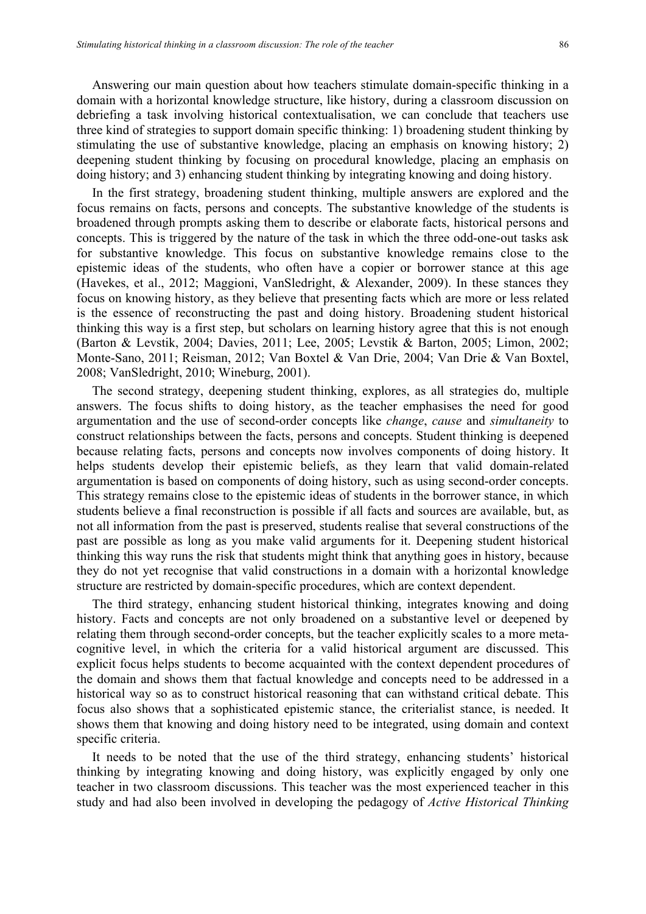Answering our main question about how teachers stimulate domain-specific thinking in a domain with a horizontal knowledge structure, like history, during a classroom discussion on debriefing a task involving historical contextualisation, we can conclude that teachers use three kind of strategies to support domain specific thinking: 1) broadening student thinking by stimulating the use of substantive knowledge, placing an emphasis on knowing history; 2) deepening student thinking by focusing on procedural knowledge, placing an emphasis on doing history; and 3) enhancing student thinking by integrating knowing and doing history.

In the first strategy, broadening student thinking, multiple answers are explored and the focus remains on facts, persons and concepts. The substantive knowledge of the students is broadened through prompts asking them to describe or elaborate facts, historical persons and concepts. This is triggered by the nature of the task in which the three odd-one-out tasks ask for substantive knowledge. This focus on substantive knowledge remains close to the epistemic ideas of the students, who often have a copier or borrower stance at this age (Havekes, et al., 2012; Maggioni, VanSledright, & Alexander, 2009). In these stances they focus on knowing history, as they believe that presenting facts which are more or less related is the essence of reconstructing the past and doing history. Broadening student historical thinking this way is a first step, but scholars on learning history agree that this is not enough (Barton & Levstik, 2004; Davies, 2011; Lee, 2005; Levstik & Barton, 2005; Limon, 2002; Monte-Sano, 2011; Reisman, 2012; Van Boxtel & Van Drie, 2004; Van Drie & Van Boxtel, 2008; VanSledright, 2010; Wineburg, 2001).

The second strategy, deepening student thinking, explores, as all strategies do, multiple answers. The focus shifts to doing history, as the teacher emphasises the need for good argumentation and the use of second-order concepts like *change*, *cause* and *simultaneity* to construct relationships between the facts, persons and concepts. Student thinking is deepened because relating facts, persons and concepts now involves components of doing history. It helps students develop their epistemic beliefs, as they learn that valid domain-related argumentation is based on components of doing history, such as using second-order concepts. This strategy remains close to the epistemic ideas of students in the borrower stance, in which students believe a final reconstruction is possible if all facts and sources are available, but, as not all information from the past is preserved, students realise that several constructions of the past are possible as long as you make valid arguments for it. Deepening student historical thinking this way runs the risk that students might think that anything goes in history, because they do not yet recognise that valid constructions in a domain with a horizontal knowledge structure are restricted by domain-specific procedures, which are context dependent.

The third strategy, enhancing student historical thinking, integrates knowing and doing history. Facts and concepts are not only broadened on a substantive level or deepened by relating them through second-order concepts, but the teacher explicitly scales to a more meta-cognitive level, in which the criteria for a valid historical argument are discussed. This explicit focus helps students to become acquainted with the context dependent procedures of the domain and shows them that factual knowledge and concepts need to be addressed in a historical way so as to construct historical reasoning that can withstand critical debate. This focus also shows that a sophisticated epistemic stance, the criterialist stance, is needed. It shows them that knowing and doing history need to be integrated, using domain and context specific criteria.

It needs to be noted that the use of the third strategy, enhancing students' historical thinking by integrating knowing and doing history, was explicitly engaged by only one teacher in two classroom discussions. This teacher was the most experienced teacher in this study and had also been involved in developing the pedagogy of *Active Historical Thinking*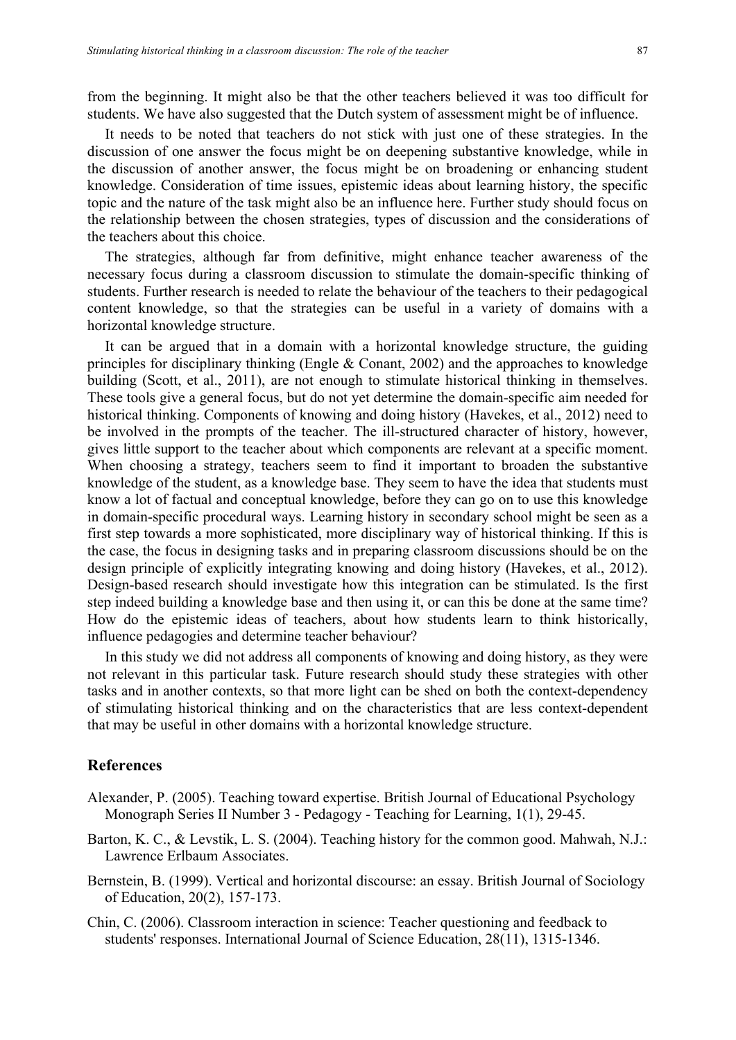from the beginning. It might also be that the other teachers believed it was too difficult for students. We have also suggested that the Dutch system of assessment might be of influence.

It needs to be noted that teachers do not stick with just one of these strategies. In the discussion of one answer the focus might be on deepening substantive knowledge, while in the discussion of another answer, the focus might be on broadening or enhancing student knowledge. Consideration of time issues, epistemic ideas about learning history, the specific topic and the nature of the task might also be an influence here. Further study should focus on the relationship between the chosen strategies, types of discussion and the considerations of the teachers about this choice.

The strategies, although far from definitive, might enhance teacher awareness of the necessary focus during a classroom discussion to stimulate the domain-specific thinking of students. Further research is needed to relate the behaviour of the teachers to their pedagogical content knowledge, so that the strategies can be useful in a variety of domains with a horizontal knowledge structure.

It can be argued that in a domain with a horizontal knowledge structure, the guiding principles for disciplinary thinking (Engle & Conant, 2002) and the approaches to knowledge building (Scott, et al., 2011), are not enough to stimulate historical thinking in themselves. These tools give a general focus, but do not yet determine the domain-specific aim needed for historical thinking. Components of knowing and doing history (Havekes, et al., 2012) need to be involved in the prompts of the teacher. The ill-structured character of history, however, gives little support to the teacher about which components are relevant at a specific moment. When choosing a strategy, teachers seem to find it important to broaden the substantive knowledge of the student, as a knowledge base. They seem to have the idea that students must know a lot of factual and conceptual knowledge, before they can go on to use this knowledge in domain-specific procedural ways. Learning history in secondary school might be seen as a first step towards a more sophisticated, more disciplinary way of historical thinking. If this is the case, the focus in designing tasks and in preparing classroom discussions should be on the design principle of explicitly integrating knowing and doing history (Havekes, et al., 2012). Design-based research should investigate how this integration can be stimulated. Is the first step indeed building a knowledge base and then using it, or can this be done at the same time? How do the epistemic ideas of teachers, about how students learn to think historically, influence pedagogies and determine teacher behaviour?

In this study we did not address all components of knowing and doing history, as they were not relevant in this particular task. Future research should study these strategies with other tasks and in another contexts, so that more light can be shed on both the context-dependency of stimulating historical thinking and on the characteristics that are less context-dependent that may be useful in other domains with a horizontal knowledge structure.

## References

Alexander, P. (2005). Teaching toward expertise. British Journal of Educational Psychology Monograph Series II Number 3 - Pedagogy - Teaching for Learning, 1(1), 29-45.

Barton, K. C., & Levstik, L. S. (2004). Teaching history for the common good. Mahwah, N.J.: Lawrence Erlbaum Associates.

Bernstein, B. (1999). Vertical and horizontal discourse: an essay. British Journal of Sociology of Education, 20(2), 157-173.

Chin, C. (2006). Classroom interaction in science: Teacher questioning and feedback to students' responses. International Journal of Science Education, 28(11), 1315-1346.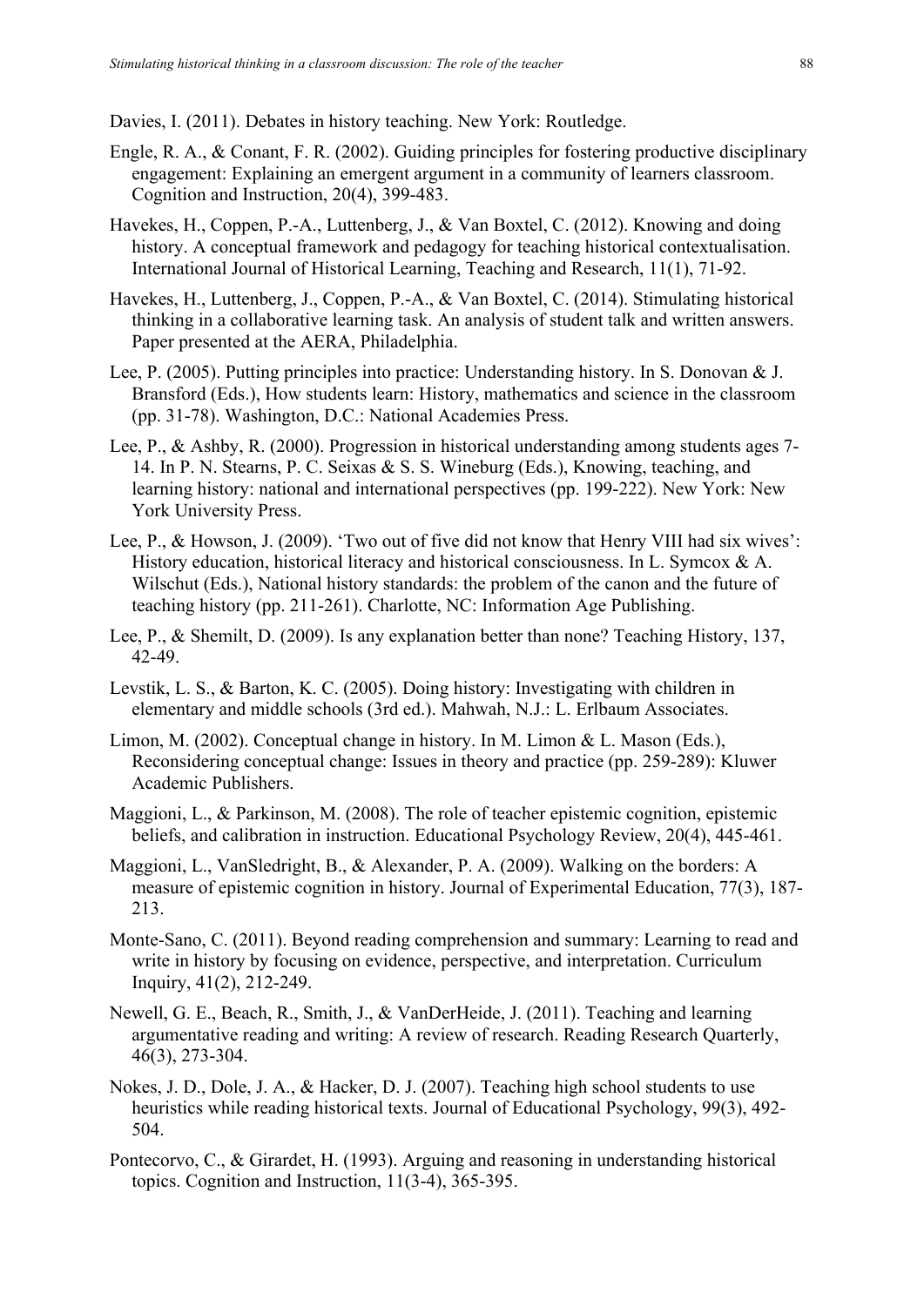Davies, I. (2011). Debates in history teaching. New York: Routledge.

Engle, R. A., & Conant, F. R. (2002). Guiding principles for fostering productive disciplinary engagement: Explaining an emergent argument in a community of learners classroom. Cognition and Instruction, 20(4), 399-483.

Havekes, H., Coppen, P.-A., Luttenberg, J., & Van Boxtel, C. (2012). Knowing and doing history. A conceptual framework and pedagogy for teaching historical contextualisation. International Journal of Historical Learning, Teaching and Research, 11(1), 71-92.

Havekes, H., Luttenberg, J., Coppen, P.-A., & Van Boxtel, C. (2014). Stimulating historical thinking in a collaborative learning task. An analysis of student talk and written answers. Paper presented at the AERA, Philadelphia.

Lee, P. (2005). Putting principles into practice: Understanding history. In S. Donovan & J. Bransford (Eds.), How students learn: History, mathematics and science in the classroom (pp. 31-78). Washington, D.C.: National Academies Press.

Lee, P., & Ashby, R. (2000). Progression in historical understanding among students ages 7-14. In P. N. Stearns, P. C. Seixas & S. S. Wineburg (Eds.), Knowing, teaching, and learning history: national and international perspectives (pp. 199-222). New York: New York University Press.

Lee, P., & Howson, J. (2009). 'Two out of five did not know that Henry VIII had six wives': History education, historical literacy and historical consciousness. In L. Symcox & A. Wilschut (Eds.), National history standards: the problem of the canon and the future of teaching history (pp. 211-261). Charlotte, NC: Information Age Publishing.

Lee, P., & Shemilt, D. (2009). Is any explanation better than none? Teaching History, 137, 42-49.

Levstik, L. S., & Barton, K. C. (2005). Doing history: Investigating with children in elementary and middle schools (3rd ed.). Mahwah, N.J.: L. Erlbaum Associates.

Limon, M. (2002). Conceptual change in history. In M. Limon & L. Mason (Eds.), Reconsidering conceptual change: Issues in theory and practice (pp. 259-289): Kluwer Academic Publishers.

Maggioni, L., & Parkinson, M. (2008). The role of teacher epistemic cognition, epistemic beliefs, and calibration in instruction. Educational Psychology Review, 20(4), 445-461.

Maggioni, L., VanSledright, B., & Alexander, P. A. (2009). Walking on the borders: A measure of epistemic cognition in history. Journal of Experimental Education, 77(3), 187-213.

Monte-Sano, C. (2011). Beyond reading comprehension and summary: Learning to read and write in history by focusing on evidence, perspective, and interpretation. Curriculum Inquiry, 41(2), 212-249.

Newell, G. E., Beach, R., Smith, J., & VanDerHeide, J. (2011). Teaching and learning argumentative reading and writing: A review of research. Reading Research Quarterly, 46(3), 273-304.

Nokes, J. D., Dole, J. A., & Hacker, D. J. (2007). Teaching high school students to use heuristics while reading historical texts. Journal of Educational Psychology, 99(3), 492-504.

Pontecorvo, C., & Girardet, H. (1993). Arguing and reasoning in understanding historical topics. Cognition and Instruction, 11(3-4), 365-395.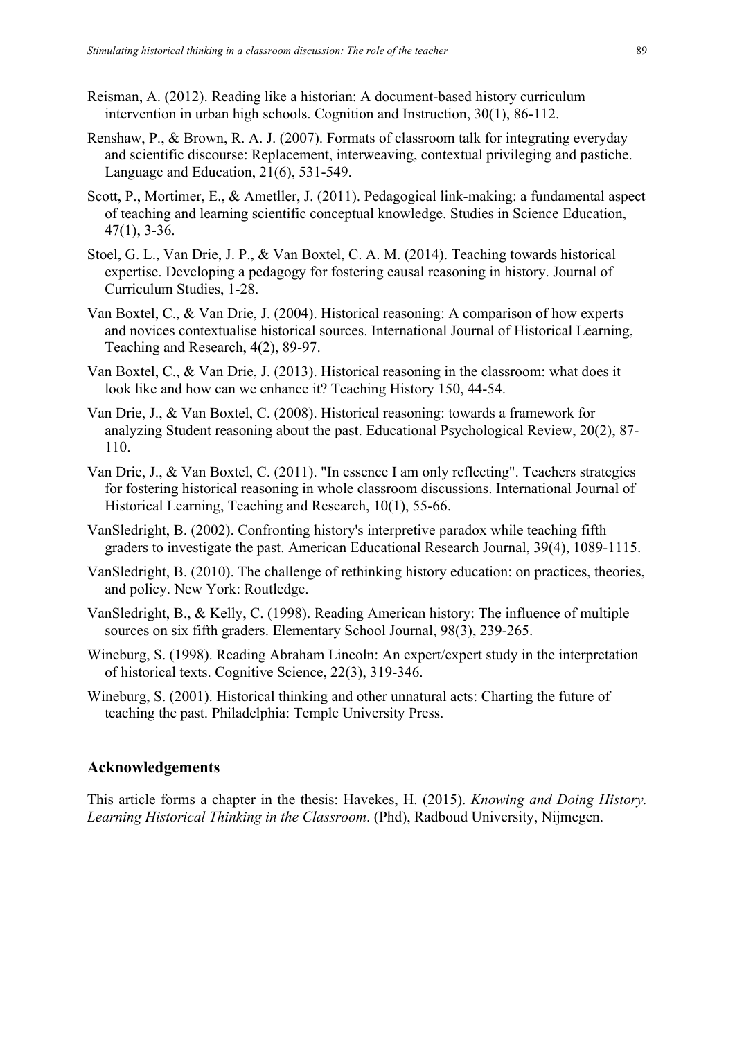Reisman, A. (2012). Reading like a historian: A document-based history curriculum intervention in urban high schools. Cognition and Instruction, 30(1), 86-112.

Renshaw, P., & Brown, R. A. J. (2007). Formats of classroom talk for integrating everyday and scientific discourse: Replacement, interweaving, contextual privileging and pastiche. Language and Education, 21(6), 531-549.

Scott, P., Mortimer, E., & Ametller, J. (2011). Pedagogical link-making: a fundamental aspect of teaching and learning scientific conceptual knowledge. Studies in Science Education, 47(1), 3-36.

Stoel, G. L., Van Drie, J. P., & Van Boxtel, C. A. M. (2014). Teaching towards historical expertise. Developing a pedagogy for fostering causal reasoning in history. Journal of Curriculum Studies, 1-28.

Van Boxtel, C., & Van Drie, J. (2004). Historical reasoning: A comparison of how experts and novices contextualise historical sources. International Journal of Historical Learning, Teaching and Research, 4(2), 89-97.

Van Boxtel, C., & Van Drie, J. (2013). Historical reasoning in the classroom: what does it look like and how can we enhance it? Teaching History 150, 44-54.

Van Drie, J., & Van Boxtel, C. (2008). Historical reasoning: towards a framework for analyzing Student reasoning about the past. Educational Psychological Review, 20(2), 87-110.

Van Drie, J., & Van Boxtel, C. (2011). "In essence I am only reflecting". Teachers strategies for fostering historical reasoning in whole classroom discussions. International Journal of Historical Learning, Teaching and Research, 10(1), 55-66.

VanSledright, B. (2002). Confronting history's interpretive paradox while teaching fifth graders to investigate the past. American Educational Research Journal, 39(4), 1089-1115.

VanSledright, B. (2010). The challenge of rethinking history education: on practices, theories, and policy. New York: Routledge.

VanSledright, B., & Kelly, C. (1998). Reading American history: The influence of multiple sources on six fifth graders. Elementary School Journal, 98(3), 239-265.

Wineburg, S. (1998). Reading Abraham Lincoln: An expert/expert study in the interpretation of historical texts. Cognitive Science, 22(3), 319-346.

Wineburg, S. (2001). Historical thinking and other unnatural acts: Charting the future of teaching the past. Philadelphia: Temple University Press.

## Acknowledgements

This article forms a chapter in the thesis: Havekes, H. (2015). *Knowing and Doing History. Learning Historical Thinking in the Classroom*. (Phd), Radboud University, Nijmegen.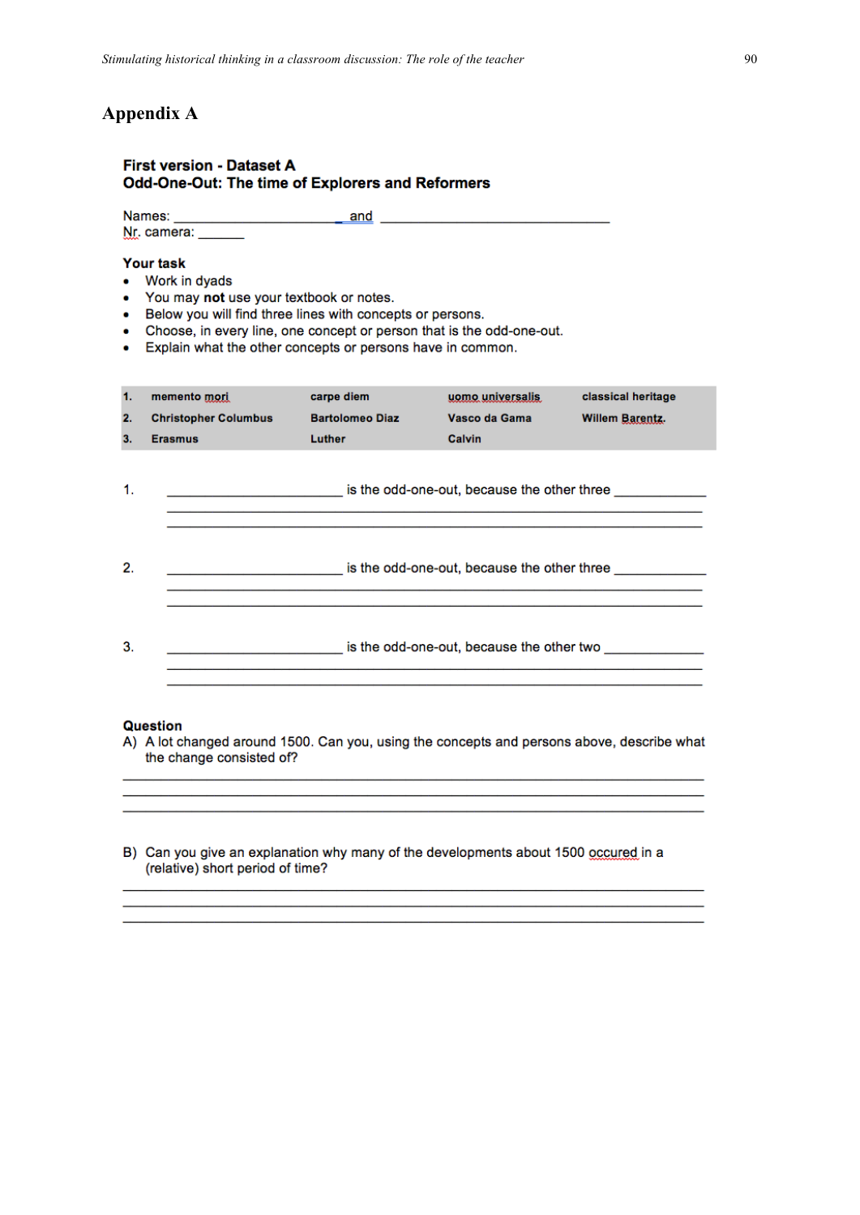# Appendix A

**First version - Dataset A**
**Odd-One-Out: The time of Explorers and Reformers**

Names: ________________________ and ________________________________
Nr. camera: ______

**Your task**

- Work in dyads
- You may **not** use your textbook or notes.
- Below you will find three lines with concepts or persons.
- Choose, in every line, one concept or person that is the odd-one-out.
- Explain what the other concepts or persons have in common.

| | | | | |
|---|---|---|---|---|
| **1.** | **memento mori** | **carpe diem** | **uomo universalis** | **classical heritage** |
| **2.** | **Christopher Columbus** | **Bartolomeo Diaz** | **Vasco da Gama** | **Willem Barentz** |
| **3.** | **Erasmus** | **Luther** | **Calvin** | |

1. ________________________ is the odd-one-out, because the other three ____________
________________________________________________________________________
________________________________________________________________________

2. ________________________ is the odd-one-out, because the other three ____________
________________________________________________________________________
________________________________________________________________________

3. ________________________ is the odd-one-out, because the other two ______________
________________________________________________________________________
________________________________________________________________________

**Question**

A) A lot changed around 1500. Can you, using the concepts and persons above, describe what the change consisted of?

________________________________________________________________________
________________________________________________________________________
________________________________________________________________________

B) Can you give an explanation why many of the developments about 1500 occured in a (relative) short period of time?

________________________________________________________________________
________________________________________________________________________
________________________________________________________________________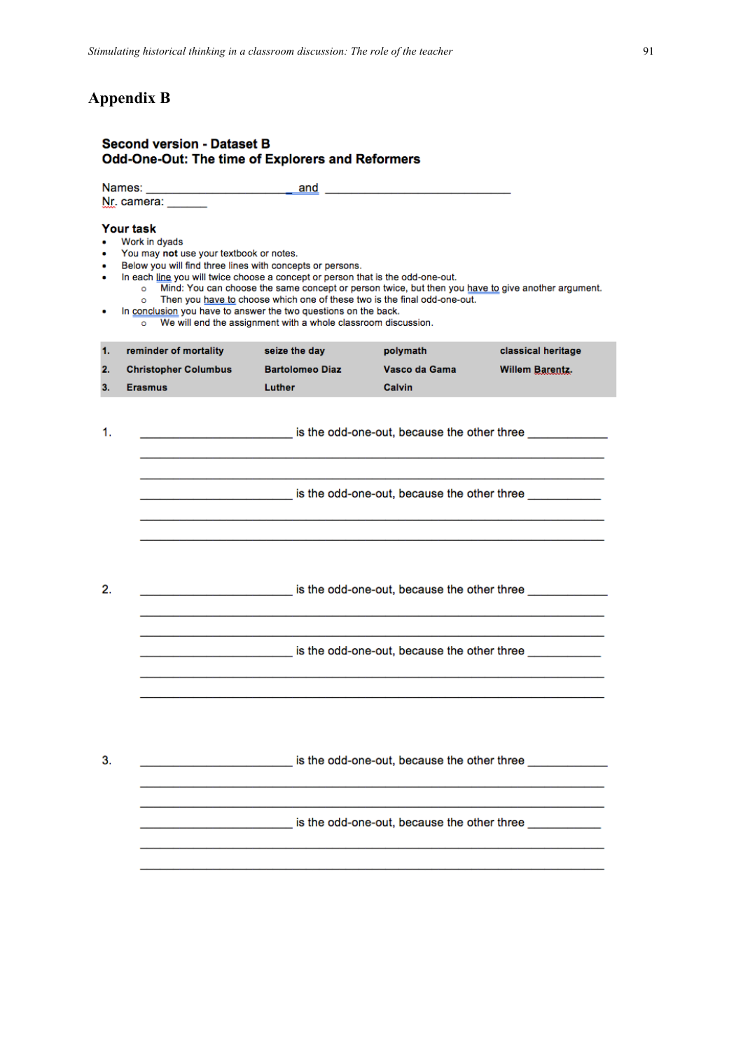# Appendix B

## Second version - Dataset B
## Odd-One-Out: The time of Explorers and Reformers

Names: ______________________ and ____________________________
Nr. camera: ______

### Your task

- Work in dyads
- You may **not** use your textbook or notes.
- Below you will find three lines with concepts or persons.
- In each line you will twice choose a concept or person that is the odd-one-out.
  - Mind: You can choose the same concept or person twice, but then you have to give another argument.
  - Then you have to choose which one of these two is the final odd-one-out.
- In conclusion you have to answer the two questions on the back.
  - We will end the assignment with a whole classroom discussion.

| | | | | |
|---|---|---|---|---|
| **1.** | **reminder of mortality** | **seize the day** | **polymath** | **classical heritage** |
| **2.** | **Christopher Columbus** | **Bartolomeo Diaz** | **Vasco da Gama** | **Willem Barentz.** |
| **3.** | **Erasmus** | **Luther** | **Calvin** | |

1. ______________________ is the odd-one-out, because the other three ____________
______________________________________________________________
______________________________________________________________
______________________ is the odd-one-out, because the other three ____________
______________________________________________________________
______________________________________________________________

2. ______________________ is the odd-one-out, because the other three ____________
______________________________________________________________
______________________________________________________________
______________________ is the odd-one-out, because the other three ____________
______________________________________________________________
______________________________________________________________

3. ______________________ is the odd-one-out, because the other three ____________
______________________________________________________________
______________________________________________________________
______________________ is the odd-one-out, because the other three ____________
______________________________________________________________
______________________________________________________________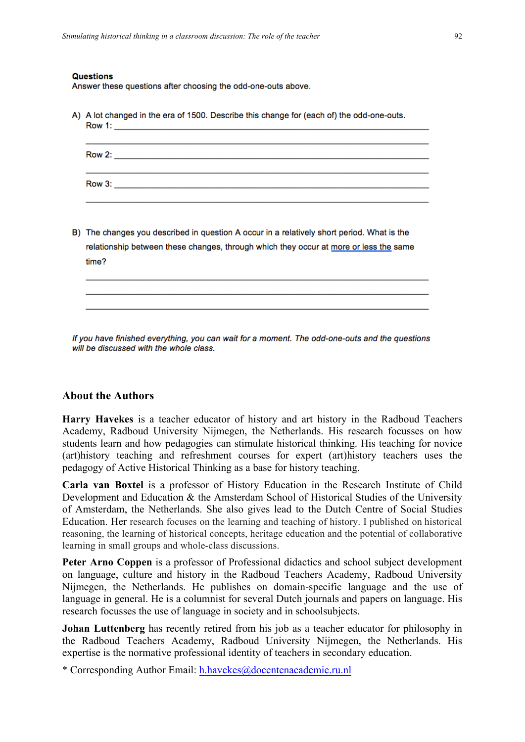**Questions**
Answer these questions after choosing the odd-one-outs above.

A) A lot changed in the era of 1500. Describe this change for (each of) the odd-one-outs.
Row 1: ______________________________________________________________

______________________________________________________________

Row 2: ______________________________________________________________

______________________________________________________________

Row 3: ______________________________________________________________

______________________________________________________________

B) The changes you described in question A occur in a relatively short period. What is the relationship between these changes, through which they occur at more or less the same time?

______________________________________________________________

______________________________________________________________

______________________________________________________________

*If you have finished everything, you can wait for a moment. The odd-one-outs and the questions will be discussed with the whole class.*

## About the Authors

**Harry Havekes** is a teacher educator of history and art history in the Radboud Teachers Academy, Radboud University Nijmegen, the Netherlands. His research focusses on how students learn and how pedagogies can stimulate historical thinking. His teaching for novice (art)history teaching and refreshment courses for expert (art)history teachers uses the pedagogy of Active Historical Thinking as a base for history teaching.

**Carla van Boxtel** is a professor of History Education in the Research Institute of Child Development and Education & the Amsterdam School of Historical Studies of the University of Amsterdam, the Netherlands. She also gives lead to the Dutch Centre of Social Studies Education. Her research focuses on the learning and teaching of history. I published on historical reasoning, the learning of historical concepts, heritage education and the potential of collaborative learning in small groups and whole-class discussions.

**Peter Arno Coppen** is a professor of Professional didactics and school subject development on language, culture and history in the Radboud Teachers Academy, Radboud University Nijmegen, the Netherlands. He publishes on domain-specific language and the use of language in general. He is a columnist for several Dutch journals and papers on language. His research focusses the use of language in society and in schoolsubjects.

**Johan Luttenberg** has recently retired from his job as a teacher educator for philosophy in the Radboud Teachers Academy, Radboud University Nijmegen, the Netherlands. His expertise is the normative professional identity of teachers in secondary education.

* Corresponding Author Email: h.havekes@docentenacademie.ru.nl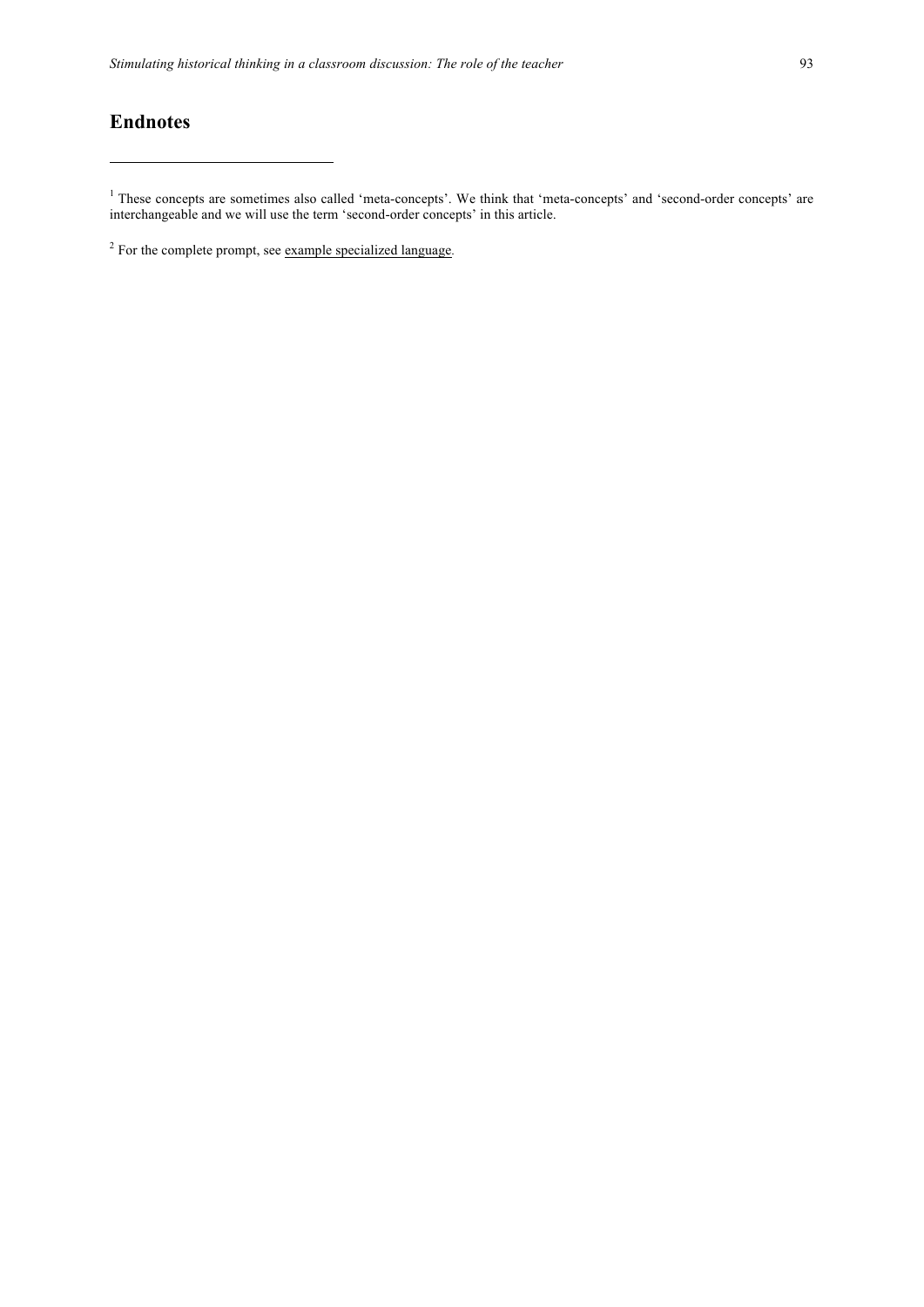## Endnotes

[1] These concepts are sometimes also called 'meta-concepts'. We think that 'meta-concepts' and 'second-order concepts' are interchangeable and we will use the term 'second-order concepts' in this article.

[2] For the complete prompt, see example specialized language.